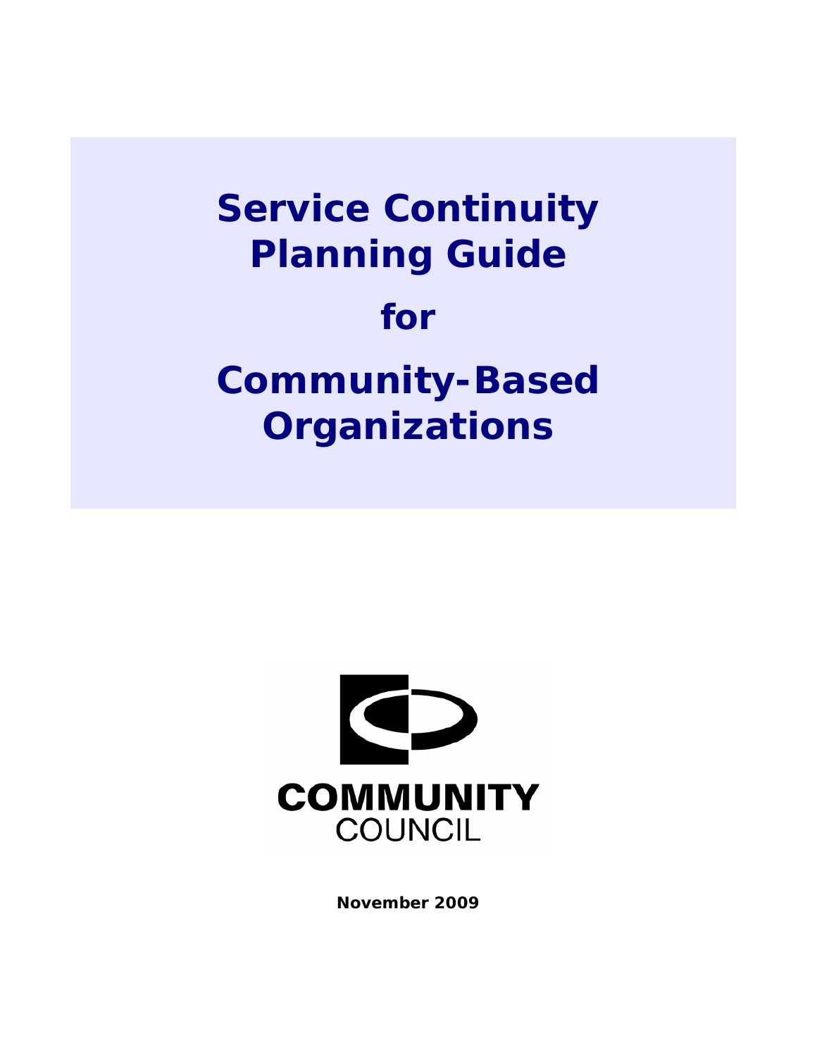# Service Continuity Planning Guide

# for

# Community-Based Organizations

COMMUNITY COUNCIL

**November 2009**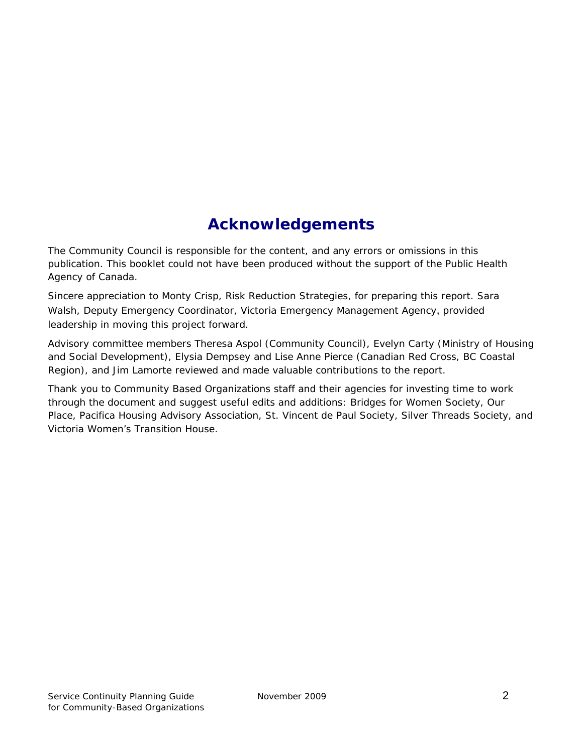# Acknowledgements

The Community Council is responsible for the content, and any errors or omissions in this publication. This booklet could not have been produced without the support of the Public Health Agency of Canada.

Sincere appreciation to Monty Crisp, Risk Reduction Strategies, for preparing this report. Sara Walsh, Deputy Emergency Coordinator, Victoria Emergency Management Agency, provided leadership in moving this project forward.

Advisory committee members Theresa Aspol (Community Council), Evelyn Carty (Ministry of Housing and Social Development), Elysia Dempsey and Lise Anne Pierce (Canadian Red Cross, BC Coastal Region), and Jim Lamorte reviewed and made valuable contributions to the report.

Thank you to Community Based Organizations staff and their agencies for investing time to work through the document and suggest useful edits and additions: Bridges for Women Society, Our Place, Pacifica Housing Advisory Association, St. Vincent de Paul Society, Silver Threads Society, and Victoria Women's Transition House.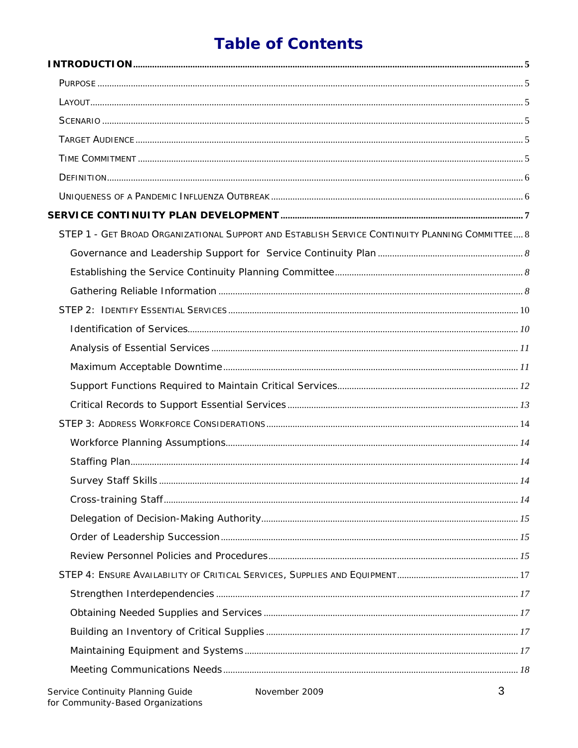# Table of Contents

**INTRODUCTION** .......... 5

- Purpose .......... 5
- Layout .......... 5
- Scenario .......... 5
- Target Audience .......... 5
- Time Commitment .......... 5
- Definition .......... 6
- Uniqueness of a Pandemic Influenza Outbreak .......... 6

**SERVICE CONTINUITY PLAN DEVELOPMENT** .......... 7

- STEP 1 - Get Broad Organizational Support and Establish Service Continuity Planning Committee .......... 8
  - *Governance and Leadership Support for Service Continuity Plan* .......... 8
  - *Establishing the Service Continuity Planning Committee* .......... 8
  - *Gathering Reliable Information* .......... 8
- STEP 2: Identify Essential Services .......... 10
  - *Identification of Services* .......... 10
  - *Analysis of Essential Services* .......... 11
  - *Maximum Acceptable Downtime* .......... 11
  - *Support Functions Required to Maintain Critical Services* .......... 12
  - *Critical Records to Support Essential Services* .......... 13
- STEP 3: Address Workforce Considerations .......... 14
  - *Workforce Planning Assumptions* .......... 14
  - *Staffing Plan* .......... 14
  - *Survey Staff Skills* .......... 14
  - *Cross-training Staff* .......... 14
  - *Delegation of Decision-Making Authority* .......... 15
  - *Order of Leadership Succession* .......... 15
  - *Review Personnel Policies and Procedures* .......... 15
- STEP 4: Ensure Availability of Critical Services, Supplies and Equipment .......... 17
  - *Strengthen Interdependencies* .......... 17
  - *Obtaining Needed Supplies and Services* .......... 17
  - *Building an Inventory of Critical Supplies* .......... 17
  - *Maintaining Equipment and Systems* .......... 17
  - *Meeting Communications Needs* .......... 18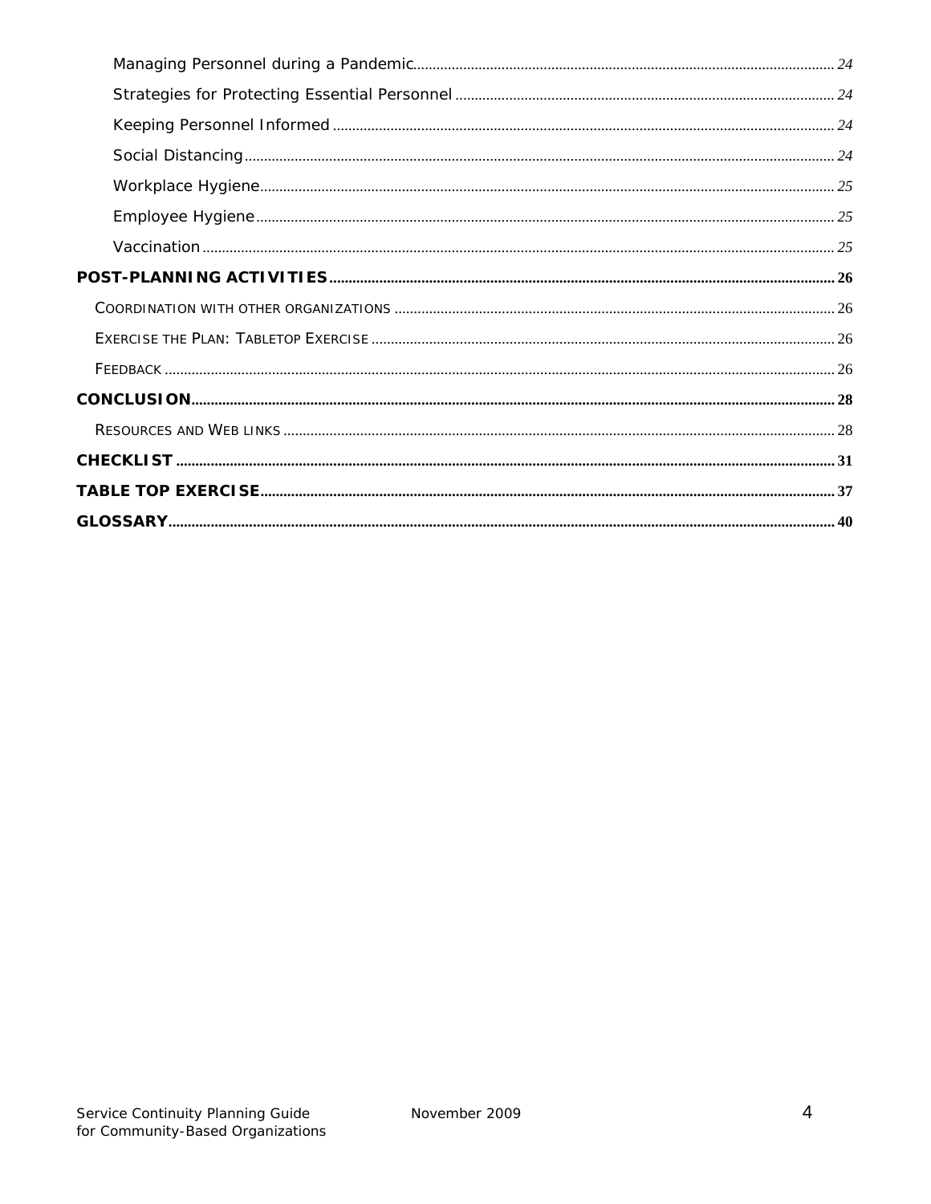Managing Personnel during a Pandemic ........ 24

Strategies for Protecting Essential Personnel ........ 24

Keeping Personnel Informed ........ 24

Social Distancing ........ 24

Workplace Hygiene ........ 25

Employee Hygiene ........ 25

Vaccination ........ 25

**POST-PLANNING ACTIVITIES** ........ **26**

COORDINATION WITH OTHER ORGANIZATIONS ........ 26

EXERCISE THE PLAN: TABLETOP EXERCISE ........ 26

FEEDBACK ........ 26

**CONCLUSION** ........ **28**

RESOURCES AND WEB LINKS ........ 28

**CHECKLIST** ........ **31**

**TABLE TOP EXERCISE** ........ **37**

**GLOSSARY** ........ **40**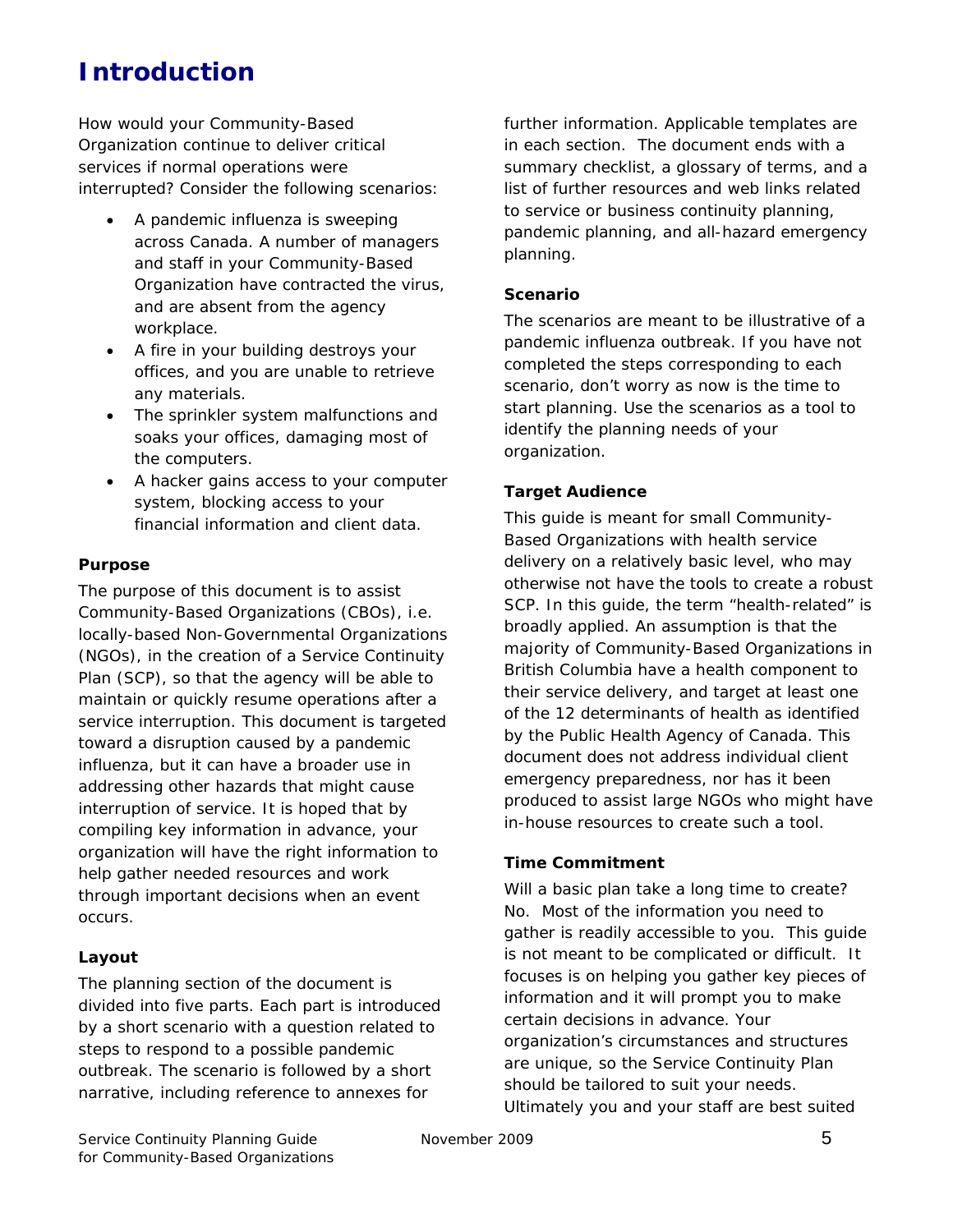# Introduction

How would your Community-Based Organization continue to deliver critical services if normal operations were interrupted? Consider the following scenarios:

- A pandemic influenza is sweeping across Canada. A number of managers and staff in your Community-Based Organization have contracted the virus, and are absent from the agency workplace.
- A fire in your building destroys your offices, and you are unable to retrieve any materials.
- The sprinkler system malfunctions and soaks your offices, damaging most of the computers.
- A hacker gains access to your computer system, blocking access to your financial information and client data.

**Purpose**

The purpose of this document is to assist Community-Based Organizations (CBOs), i.e. locally-based Non-Governmental Organizations (NGOs), in the creation of a Service Continuity Plan (SCP), so that the agency will be able to maintain or quickly resume operations after a service interruption. This document is targeted toward a disruption caused by a pandemic influenza, but it can have a broader use in addressing other hazards that might cause interruption of service. It is hoped that by compiling key information in advance, your organization will have the right information to help gather needed resources and work through important decisions when an event occurs.

**Layout**

The planning section of the document is divided into five parts. Each part is introduced by a short scenario with a question related to steps to respond to a possible pandemic outbreak. The scenario is followed by a short narrative, including reference to annexes for further information. Applicable templates are in each section. The document ends with a summary checklist, a glossary of terms, and a list of further resources and web links related to service or business continuity planning, pandemic planning, and all-hazard emergency planning.

**Scenario**

The scenarios are meant to be illustrative of a pandemic influenza outbreak. If you have not completed the steps corresponding to each scenario, don't worry as now is the time to start planning. Use the scenarios as a tool to identify the planning needs of your organization.

**Target Audience**

This guide is meant for small Community-Based Organizations with health service delivery on a relatively basic level, who may otherwise not have the tools to create a robust SCP. In this guide, the term "health-related" is broadly applied. An assumption is that the majority of Community-Based Organizations in British Columbia have a health component to their service delivery, and target at least one of the 12 determinants of health as identified by the Public Health Agency of Canada. This document does not address individual client emergency preparedness, nor has it been produced to assist large NGOs who might have in-house resources to create such a tool.

**Time Commitment**

Will a basic plan take a long time to create? No. Most of the information you need to gather is readily accessible to you. This guide is not meant to be complicated or difficult. It focuses is on helping you gather key pieces of information and it will prompt you to make certain decisions in advance. Your organization's circumstances and structures are unique, so the Service Continuity Plan should be tailored to suit your needs. Ultimately you and your staff are best suited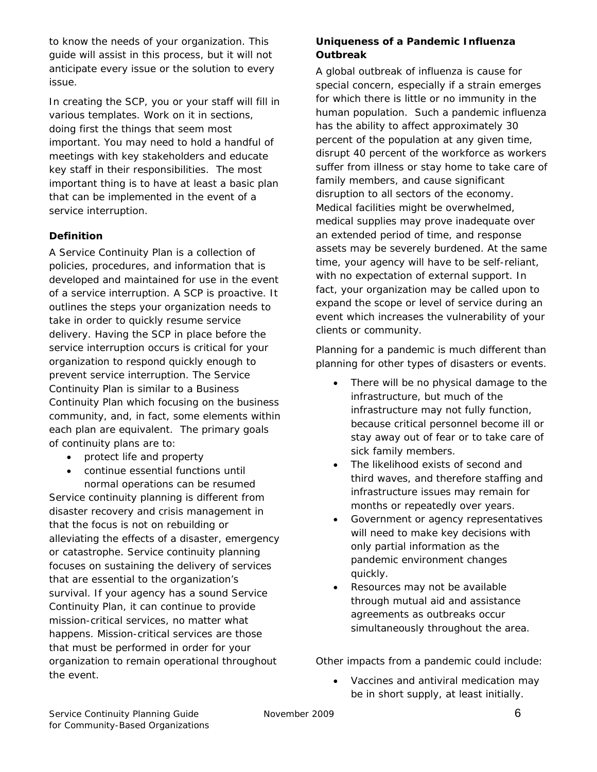to know the needs of your organization. This guide will assist in this process, but it will not anticipate every issue or the solution to every issue.

In creating the SCP, you or your staff will fill in various templates. Work on it in sections, doing first the things that seem most important. You may need to hold a handful of meetings with key stakeholders and educate key staff in their responsibilities. The most important thing is to have at least a basic plan that can be implemented in the event of a service interruption.

**Definition**

A Service Continuity Plan is a collection of policies, procedures, and information that is developed and maintained for use in the event of a service interruption. A SCP is proactive. It outlines the steps your organization needs to take in order to quickly resume service delivery. Having the SCP in place before the service interruption occurs is critical for your organization to respond quickly enough to prevent service interruption. The Service Continuity Plan is similar to a Business Continuity Plan which focusing on the business community, and, in fact, some elements within each plan are equivalent. The primary goals of continuity plans are to:

- protect life and property
- continue essential functions until normal operations can be resumed

Service continuity planning is different from disaster recovery and crisis management in that the focus is not on rebuilding or alleviating the effects of a disaster, emergency or catastrophe. Service continuity planning focuses on sustaining the delivery of services that are essential to the organization's survival. If your agency has a sound Service Continuity Plan, it can continue to provide mission-critical services, no matter what happens. Mission-critical services are those that must be performed in order for your organization to remain operational throughout the event.

**Uniqueness of a Pandemic Influenza Outbreak**

A global outbreak of influenza is cause for special concern, especially if a strain emerges for which there is little or no immunity in the human population. Such a pandemic influenza has the ability to affect approximately 30 percent of the population at any given time, disrupt 40 percent of the workforce as workers suffer from illness or stay home to take care of family members, and cause significant disruption to all sectors of the economy. Medical facilities might be overwhelmed, medical supplies may prove inadequate over an extended period of time, and response assets may be severely burdened. At the same time, your agency will have to be self-reliant, with no expectation of external support. In fact, your organization may be called upon to expand the scope or level of service during an event which increases the vulnerability of your clients or community.

Planning for a pandemic is much different than planning for other types of disasters or events.

- There will be no physical damage to the infrastructure, but much of the infrastructure may not fully function, because critical personnel become ill or stay away out of fear or to take care of sick family members.
- The likelihood exists of second and third waves, and therefore staffing and infrastructure issues may remain for months or repeatedly over years.
- Government or agency representatives will need to make key decisions with only partial information as the pandemic environment changes quickly.
- Resources may not be available through mutual aid and assistance agreements as outbreaks occur simultaneously throughout the area.

Other impacts from a pandemic could include:

- Vaccines and antiviral medication may be in short supply, at least initially.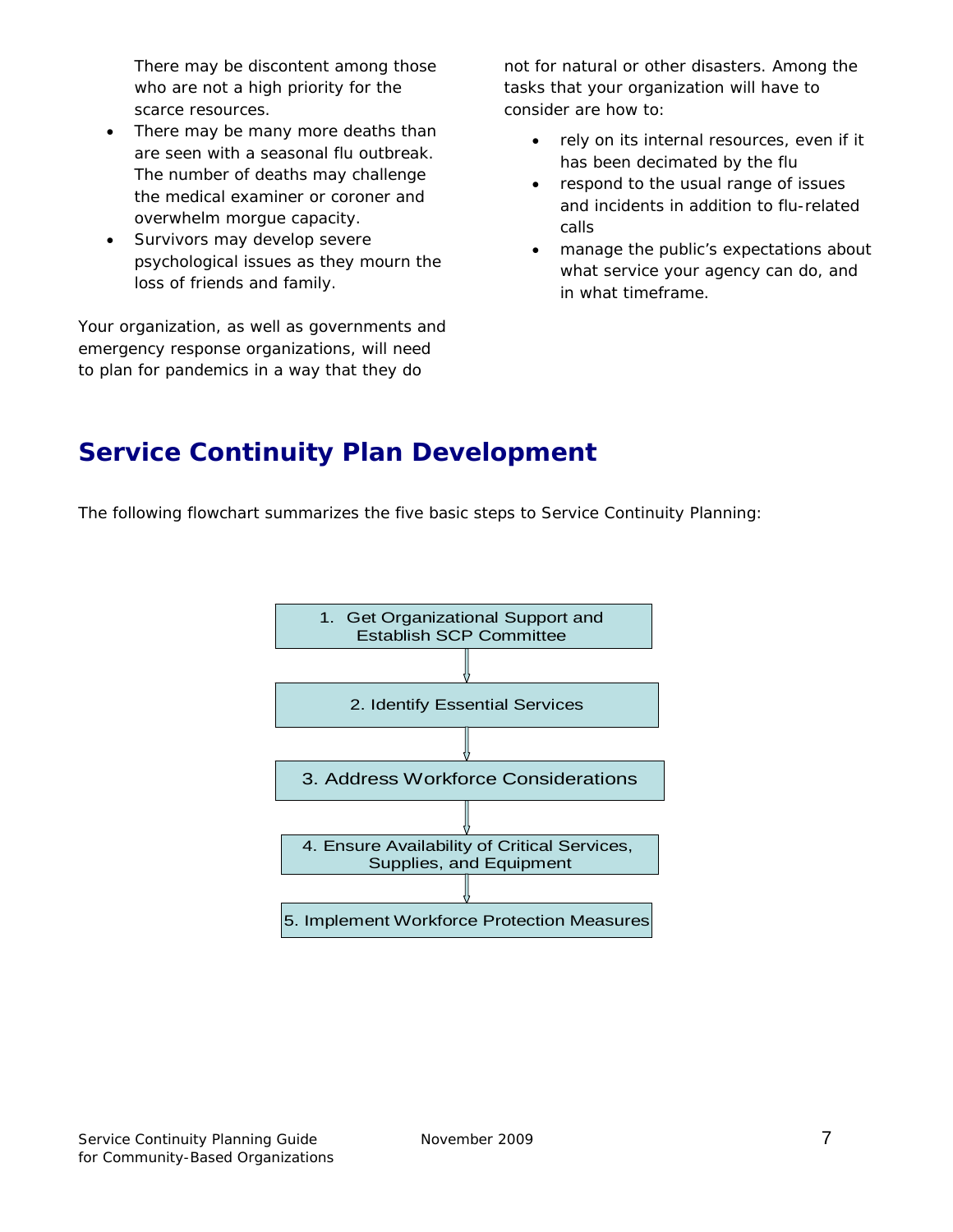There may be discontent among those who are not a high priority for the scarce resources.

- There may be many more deaths than are seen with a seasonal flu outbreak. The number of deaths may challenge the medical examiner or coroner and overwhelm morgue capacity.
- Survivors may develop severe psychological issues as they mourn the loss of friends and family.

Your organization, as well as governments and emergency response organizations, will need to plan for pandemics in a way that they do not for natural or other disasters. Among the tasks that your organization will have to consider are how to:

- rely on its internal resources, even if it has been decimated by the flu
- respond to the usual range of issues and incidents in addition to flu-related calls
- manage the public's expectations about what service your agency can do, and in what timeframe.

## Service Continuity Plan Development

The following flowchart summarizes the five basic steps to Service Continuity Planning:

1. Get Organizational Support and Establish SCP Committee
2. Identify Essential Services
3. Address Workforce Considerations
4. Ensure Availability of Critical Services, Supplies, and Equipment
5. Implement Workforce Protection Measures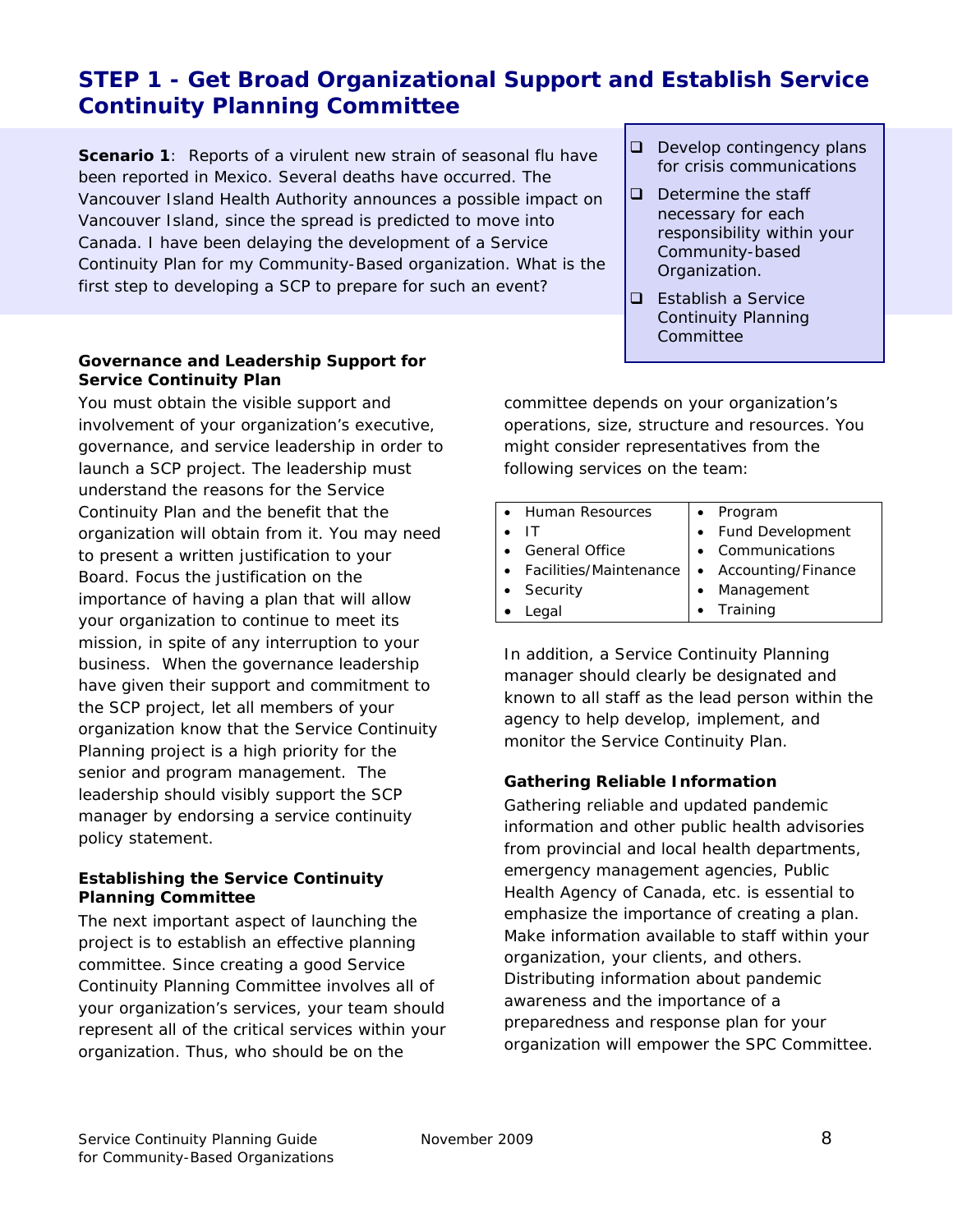## STEP 1 - Get Broad Organizational Support and Establish Service Continuity Planning Committee

**Scenario 1**: Reports of a virulent new strain of seasonal flu have been reported in Mexico. Several deaths have occurred. The Vancouver Island Health Authority announces a possible impact on Vancouver Island, since the spread is predicted to move into Canada. I have been delaying the development of a Service Continuity Plan for my Community-Based organization. What is the first step to developing a SCP to prepare for such an event?

- [ ] Develop contingency plans for crisis communications
- [ ] Determine the staff necessary for each responsibility within your Community-based Organization.
- [ ] Establish a Service Continuity Planning Committee

**Governance and Leadership Support for Service Continuity Plan**

You must obtain the visible support and involvement of your organization's executive, governance, and service leadership in order to launch a SCP project. The leadership must understand the reasons for the Service Continuity Plan and the benefit that the organization will obtain from it. You may need to present a written justification to your Board. Focus the justification on the importance of having a plan that will allow your organization to continue to meet its mission, in spite of any interruption to your business. When the governance leadership have given their support and commitment to the SCP project, let all members of your organization know that the Service Continuity Planning project is a high priority for the senior and program management. The leadership should visibly support the SCP manager by endorsing a service continuity policy statement.

**Establishing the Service Continuity Planning Committee**

The next important aspect of launching the project is to establish an effective planning committee. Since creating a good Service Continuity Planning Committee involves all of your organization's services, your team should represent all of the critical services within your organization. Thus, who should be on the committee depends on your organization's operations, size, structure and resources. You might consider representatives from the following services on the team:

| | |
|---|---|
| • Human Resources | • Program |
| • IT | • Fund Development |
| • General Office | • Communications |
| • Facilities/Maintenance | • Accounting/Finance |
| • Security | • Management |
| • Legal | • Training |

In addition, a Service Continuity Planning manager should clearly be designated and known to all staff as the lead person within the agency to help develop, implement, and monitor the Service Continuity Plan.

**Gathering Reliable Information**

Gathering reliable and updated pandemic information and other public health advisories from provincial and local health departments, emergency management agencies, Public Health Agency of Canada, etc. is essential to emphasize the importance of creating a plan. Make information available to staff within your organization, your clients, and others. Distributing information about pandemic awareness and the importance of a preparedness and response plan for your organization will empower the SPC Committee.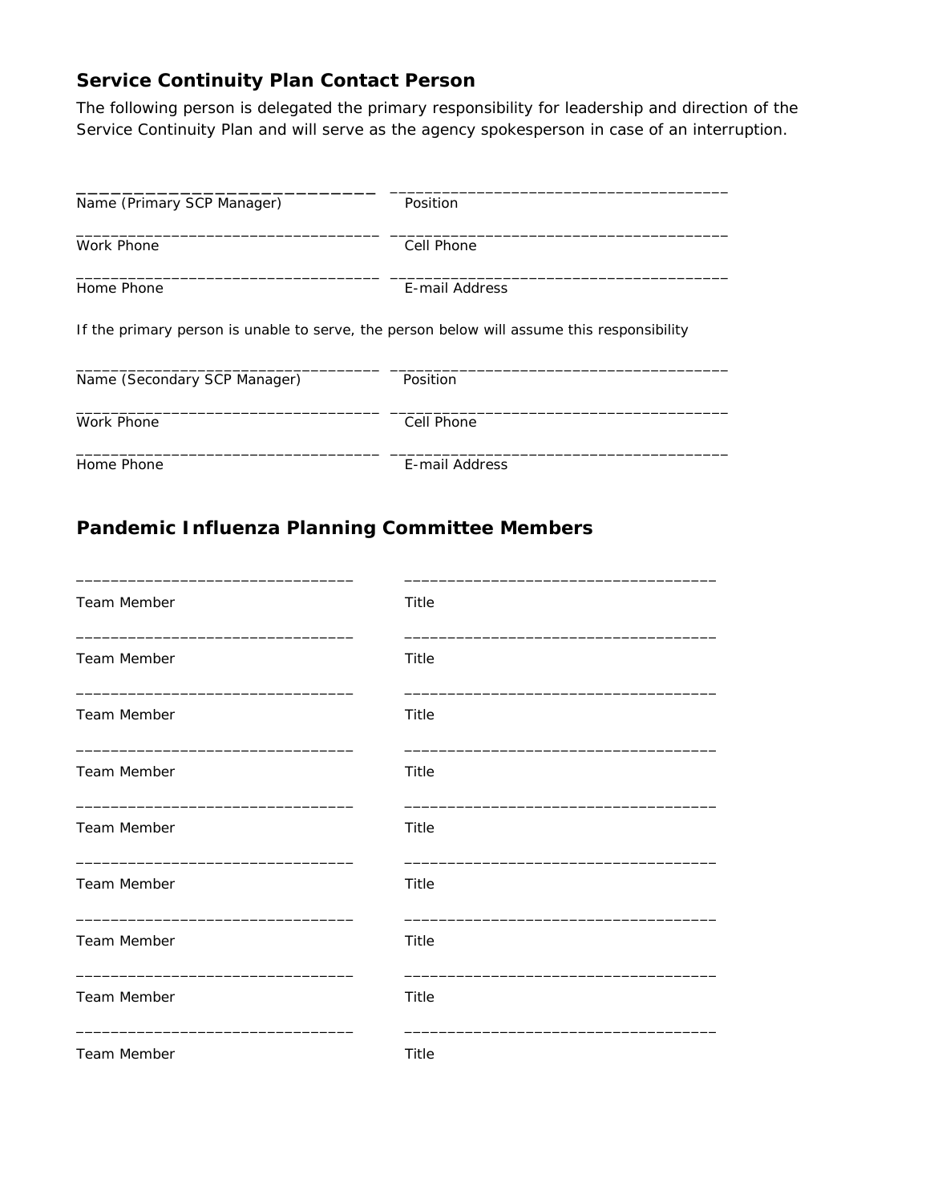## Service Continuity Plan Contact Person

The following person is delegated the primary responsibility for leadership and direction of the Service Continuity Plan and will serve as the agency spokesperson in case of an interruption.

| | |
|---|---|
| ______________________________ | ______________________________ |
| Name (Primary SCP Manager) | Position |
| ______________________________ | ______________________________ |
| Work Phone | Cell Phone |
| ______________________________ | ______________________________ |
| Home Phone | E-mail Address |

If the primary person is unable to serve, the person below will assume this responsibility

| | |
|---|---|
| ______________________________ | ______________________________ |
| Name (Secondary SCP Manager) | Position |
| ______________________________ | ______________________________ |
| Work Phone | Cell Phone |
| ______________________________ | ______________________________ |
| Home Phone | E-mail Address |

## Pandemic Influenza Planning Committee Members

| | |
|---|---|
| ______________________________ | ______________________________ |
| Team Member | Title |
| ______________________________ | ______________________________ |
| Team Member | Title |
| ______________________________ | ______________________________ |
| Team Member | Title |
| ______________________________ | ______________________________ |
| Team Member | Title |
| ______________________________ | ______________________________ |
| Team Member | Title |
| ______________________________ | ______________________________ |
| Team Member | Title |
| ______________________________ | ______________________________ |
| Team Member | Title |
| ______________________________ | ______________________________ |
| Team Member | Title |
| ______________________________ | ______________________________ |
| Team Member | Title |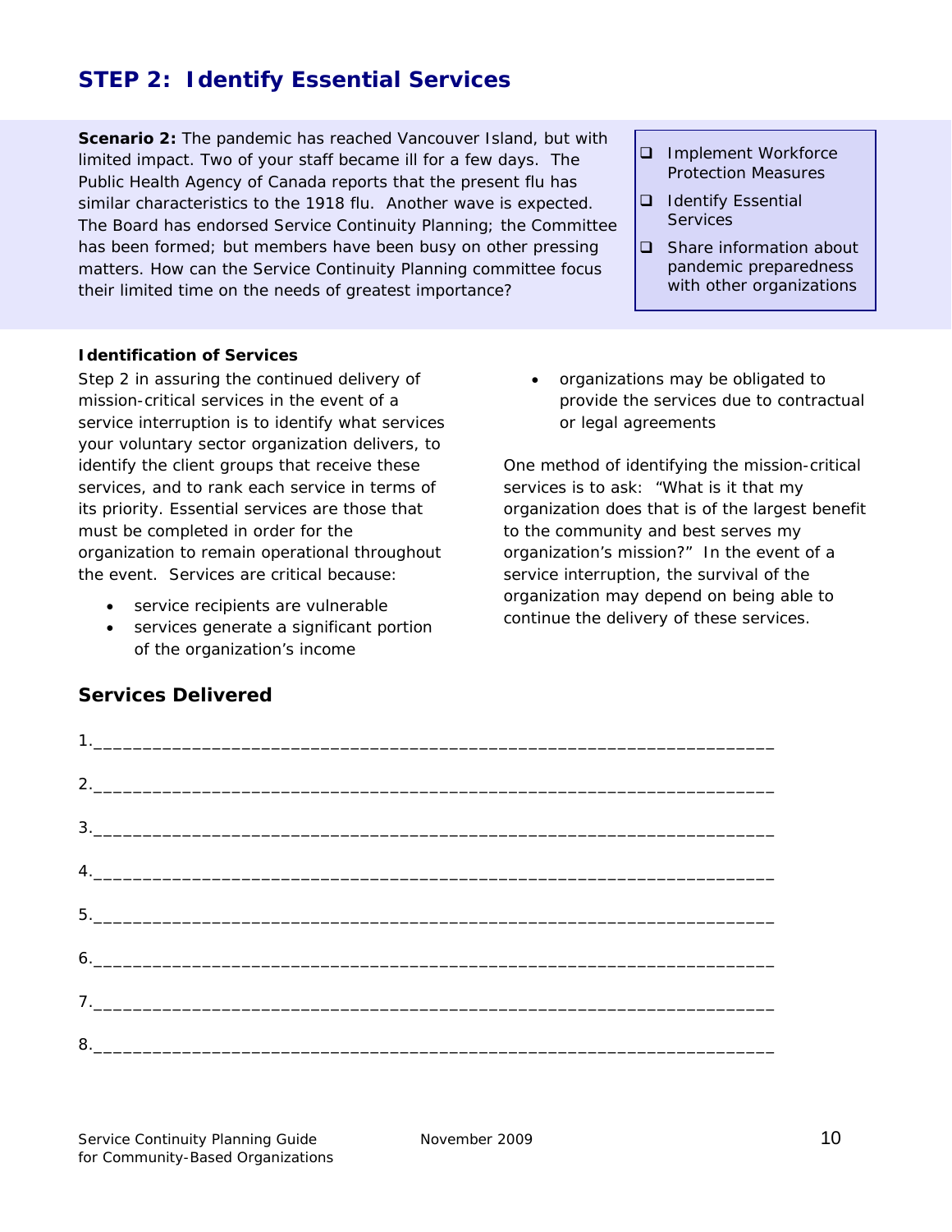## STEP 2: Identify Essential Services

**Scenario 2:** The pandemic has reached Vancouver Island, but with limited impact. Two of your staff became ill for a few days. The Public Health Agency of Canada reports that the present flu has similar characteristics to the 1918 flu. Another wave is expected. The Board has endorsed Service Continuity Planning; the Committee has been formed; but members have been busy on other pressing matters. How can the Service Continuity Planning committee focus their limited time on the needs of greatest importance?

- ❑ Implement Workforce Protection Measures
- ❑ Identify Essential Services
- ❑ Share information about pandemic preparedness with other organizations

**Identification of Services**

Step 2 in assuring the continued delivery of mission-critical services in the event of a service interruption is to identify what services your voluntary sector organization delivers, to identify the client groups that receive these services, and to rank each service in terms of its priority. Essential services are those that must be completed in order for the organization to remain operational throughout the event. Services are critical because:

- service recipients are vulnerable
- services generate a significant portion of the organization's income
- organizations may be obligated to provide the services due to contractual or legal agreements

One method of identifying the mission-critical services is to ask: "What is it that my organization does that is of the largest benefit to the community and best serves my organization's mission?" In the event of a service interruption, the survival of the organization may depend on being able to continue the delivery of these services.

### Services Delivered

1.______________________________________________________________________

2.______________________________________________________________________

3.______________________________________________________________________

4.______________________________________________________________________

5.______________________________________________________________________

6.______________________________________________________________________

7.______________________________________________________________________

8.______________________________________________________________________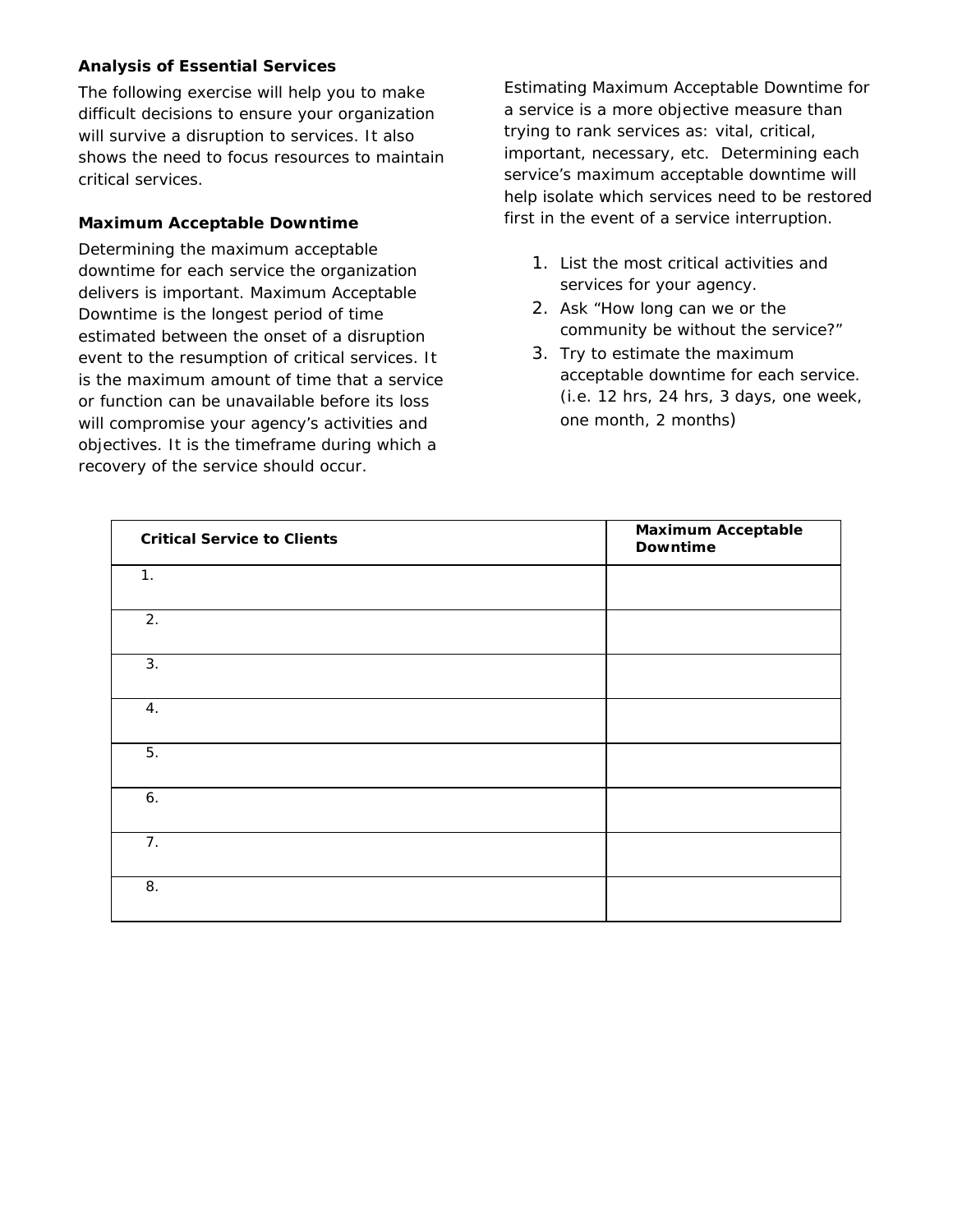### Analysis of Essential Services

The following exercise will help you to make difficult decisions to ensure your organization will survive a disruption to services. It also shows the need to focus resources to maintain critical services.

### Maximum Acceptable Downtime

Determining the maximum acceptable downtime for each service the organization delivers is important. Maximum Acceptable Downtime is the longest period of time estimated between the onset of a disruption event to the resumption of critical services. It is the maximum amount of time that a service or function can be unavailable before its loss will compromise your agency's activities and objectives. It is the timeframe during which a recovery of the service should occur.

Estimating Maximum Acceptable Downtime for a service is a more objective measure than trying to rank services as: vital, critical, important, necessary, etc. Determining each service's maximum acceptable downtime will help isolate which services need to be restored first in the event of a service interruption.

1. List the most critical activities and services for your agency.
2. Ask "How long can we or the community be without the service?"
3. Try to estimate the maximum acceptable downtime for each service. (i.e. 12 hrs, 24 hrs, 3 days, one week, one month, 2 months)

| Critical Service to Clients | Maximum Acceptable Downtime |
|---|---|
| 1. | |
| 2. | |
| 3. | |
| 4. | |
| 5. | |
| 6. | |
| 7. | |
| 8. | |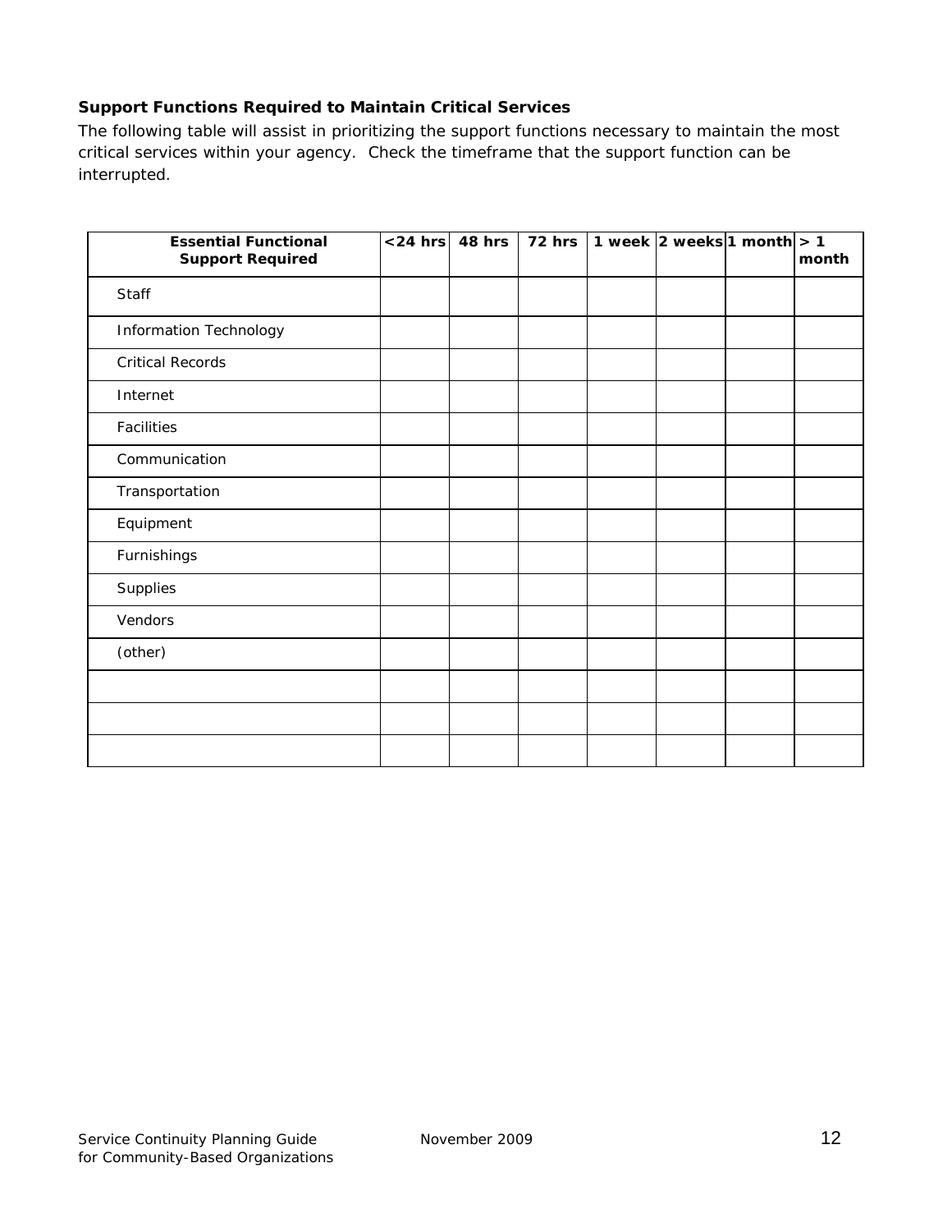**Support Functions Required to Maintain Critical Services**

The following table will assist in prioritizing the support functions necessary to maintain the most critical services within your agency. Check the timeframe that the support function can be interrupted.

| Essential Functional Support Required | <24 hrs | 48 hrs | 72 hrs | 1 week | 2 weeks | 1 month | > 1 month |
|---|---|---|---|---|---|---|---|
| Staff | | | | | | | |
| Information Technology | | | | | | | |
| Critical Records | | | | | | | |
| Internet | | | | | | | |
| Facilities | | | | | | | |
| Communication | | | | | | | |
| Transportation | | | | | | | |
| Equipment | | | | | | | |
| Furnishings | | | | | | | |
| Supplies | | | | | | | |
| Vendors | | | | | | | |
| (other) | | | | | | | |
| | | | | | | | |
| | | | | | | | |
| | | | | | | | |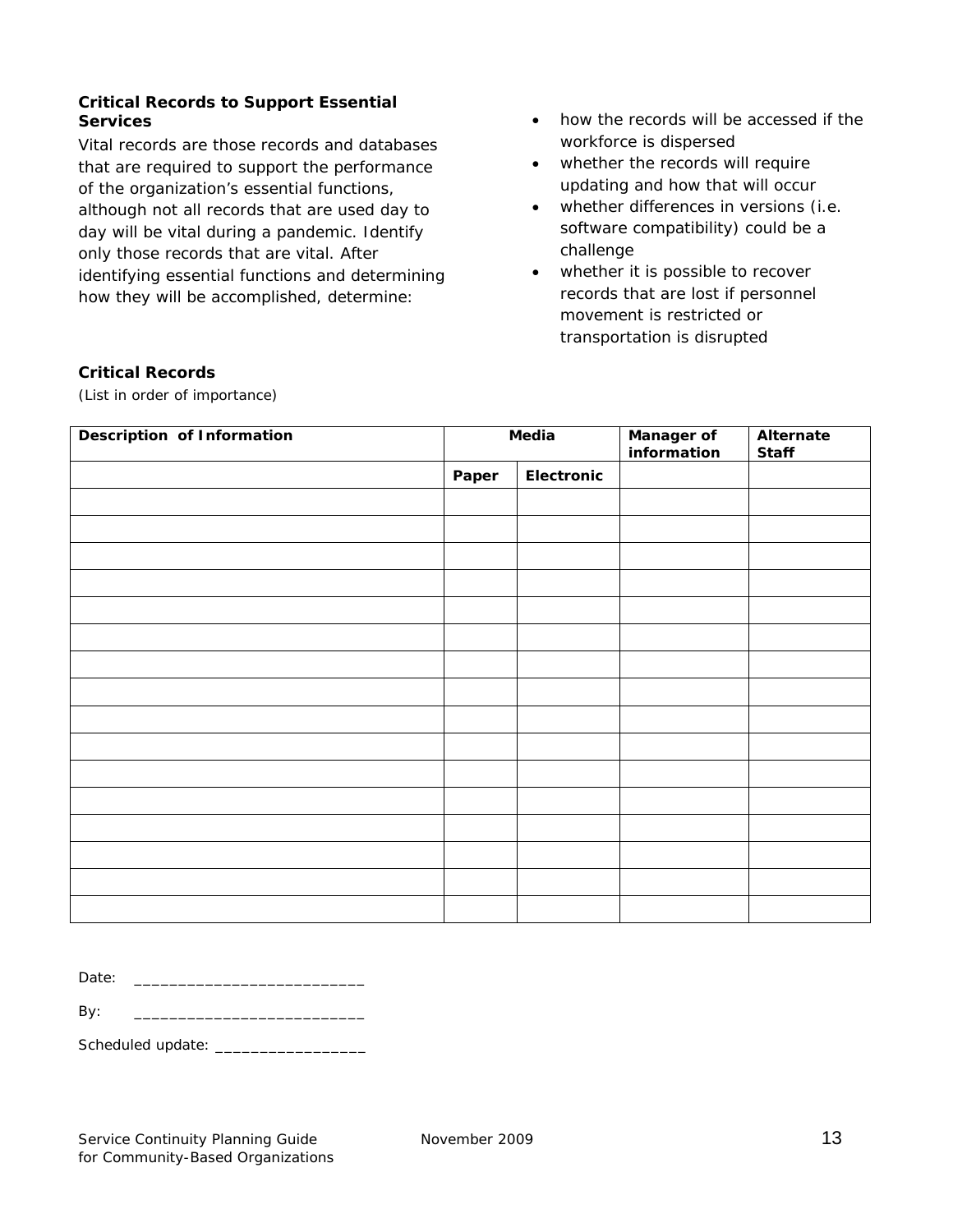### Critical Records to Support Essential Services

Vital records are those records and databases that are required to support the performance of the organization's essential functions, although not all records that are used day to day will be vital during a pandemic. Identify only those records that are vital. After identifying essential functions and determining how they will be accomplished, determine:

- how the records will be accessed if the workforce is dispersed
- whether the records will require updating and how that will occur
- whether differences in versions (i.e. software compatibility) could be a challenge
- whether it is possible to recover records that are lost if personnel movement is restricted or transportation is disrupted

### Critical Records

*(List in order of importance)*

| Description of Information | Media | | Manager of information | Alternate Staff |
|---|---|---|---|---|
| | Paper | Electronic | | |
| | | | | |
| | | | | |
| | | | | |
| | | | | |
| | | | | |
| | | | | |
| | | | | |
| | | | | |
| | | | | |
| | | | | |
| | | | | |
| | | | | |
| | | | | |
| | | | | |
| | | | | |
| | | | | |

Date: ___________________________

By: ___________________________

Scheduled update: _________________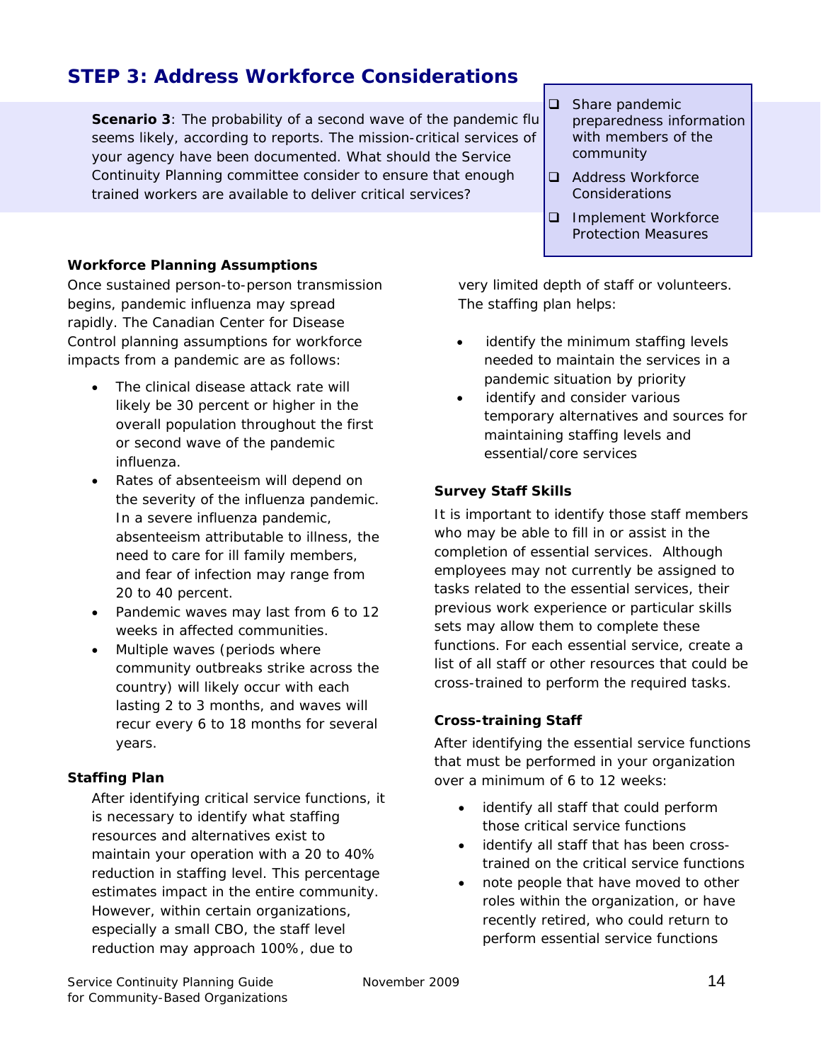## STEP 3: Address Workforce Considerations

**Scenario 3**: The probability of a second wave of the pandemic flu seems likely, according to reports. The mission-critical services of your agency have been documented. What should the Service Continuity Planning committee consider to ensure that enough trained workers are available to deliver critical services?

- ❑ Share pandemic preparedness information with members of the community
- ❑ Address Workforce Considerations
- ❑ Implement Workforce Protection Measures

**Workforce Planning Assumptions**

Once sustained person-to-person transmission begins, pandemic influenza may spread rapidly. The Canadian Center for Disease Control planning assumptions for workforce impacts from a pandemic are as follows:

- The clinical disease attack rate will likely be 30 percent or higher in the overall population throughout the first or second wave of the pandemic influenza.
- Rates of absenteeism will depend on the severity of the influenza pandemic. In a severe influenza pandemic, absenteeism attributable to illness, the need to care for ill family members, and fear of infection may range from 20 to 40 percent.
- Pandemic waves may last from 6 to 12 weeks in affected communities.
- Multiple waves (periods where community outbreaks strike across the country) will likely occur with each lasting 2 to 3 months, and waves will recur every 6 to 18 months for several years.

**Staffing Plan**

After identifying critical service functions, it is necessary to identify what staffing resources and alternatives exist to maintain your operation with a 20 to 40% reduction in staffing level. This percentage estimates impact in the entire community. However, within certain organizations, especially a small CBO, the staff level reduction may approach 100%, due to very limited depth of staff or volunteers. The staffing plan helps:

- identify the minimum staffing levels needed to maintain the services in a pandemic situation by priority
- identify and consider various temporary alternatives and sources for maintaining staffing levels and essential/core services

**Survey Staff Skills**

It is important to identify those staff members who may be able to fill in or assist in the completion of essential services. Although employees may not currently be assigned to tasks related to the essential services, their previous work experience or particular skills sets may allow them to complete these functions. For each essential service, create a list of all staff or other resources that could be cross-trained to perform the required tasks.

**Cross-training Staff**

After identifying the essential service functions that must be performed in your organization over a minimum of 6 to 12 weeks:

- identify all staff that could perform those critical service functions
- identify all staff that has been cross-trained on the critical service functions
- note people that have moved to other roles within the organization, or have recently retired, who could return to perform essential service functions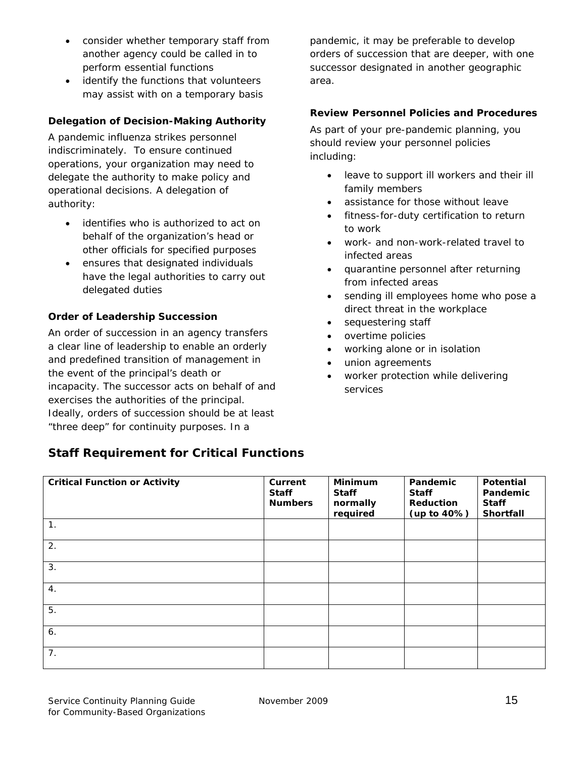- consider whether temporary staff from another agency could be called in to perform essential functions
- identify the functions that volunteers may assist with on a temporary basis

**Delegation of Decision-Making Authority**

A pandemic influenza strikes personnel indiscriminately. To ensure continued operations, your organization may need to delegate the authority to make policy and operational decisions. A delegation of authority:

- identifies who is authorized to act on behalf of the organization's head or other officials for specified purposes
- ensures that designated individuals have the legal authorities to carry out delegated duties

**Order of Leadership Succession**

An order of succession in an agency transfers a clear line of leadership to enable an orderly and predefined transition of management in the event of the principal's death or incapacity. The successor acts on behalf of and exercises the authorities of the principal. Ideally, orders of succession should be at least "three deep" for continuity purposes. In a pandemic, it may be preferable to develop orders of succession that are deeper, with one successor designated in another geographic area.

**Review Personnel Policies and Procedures**

As part of your pre-pandemic planning, you should review your personnel policies including:

- leave to support ill workers and their ill family members
- assistance for those without leave
- fitness-for-duty certification to return to work
- work- and non-work-related travel to infected areas
- quarantine personnel after returning from infected areas
- sending ill employees home who pose a direct threat in the workplace
- sequestering staff
- overtime policies
- working alone or in isolation
- union agreements
- worker protection while delivering services

## Staff Requirement for Critical Functions

| Critical Function or Activity | Current Staff Numbers | Minimum Staff normally required | Pandemic Staff Reduction (up to 40%) | Potential Pandemic Staff Shortfall |
|---|---|---|---|---|
| 1. | | | | |
| 2. | | | | |
| 3. | | | | |
| 4. | | | | |
| 5. | | | | |
| 6. | | | | |
| 7. | | | | |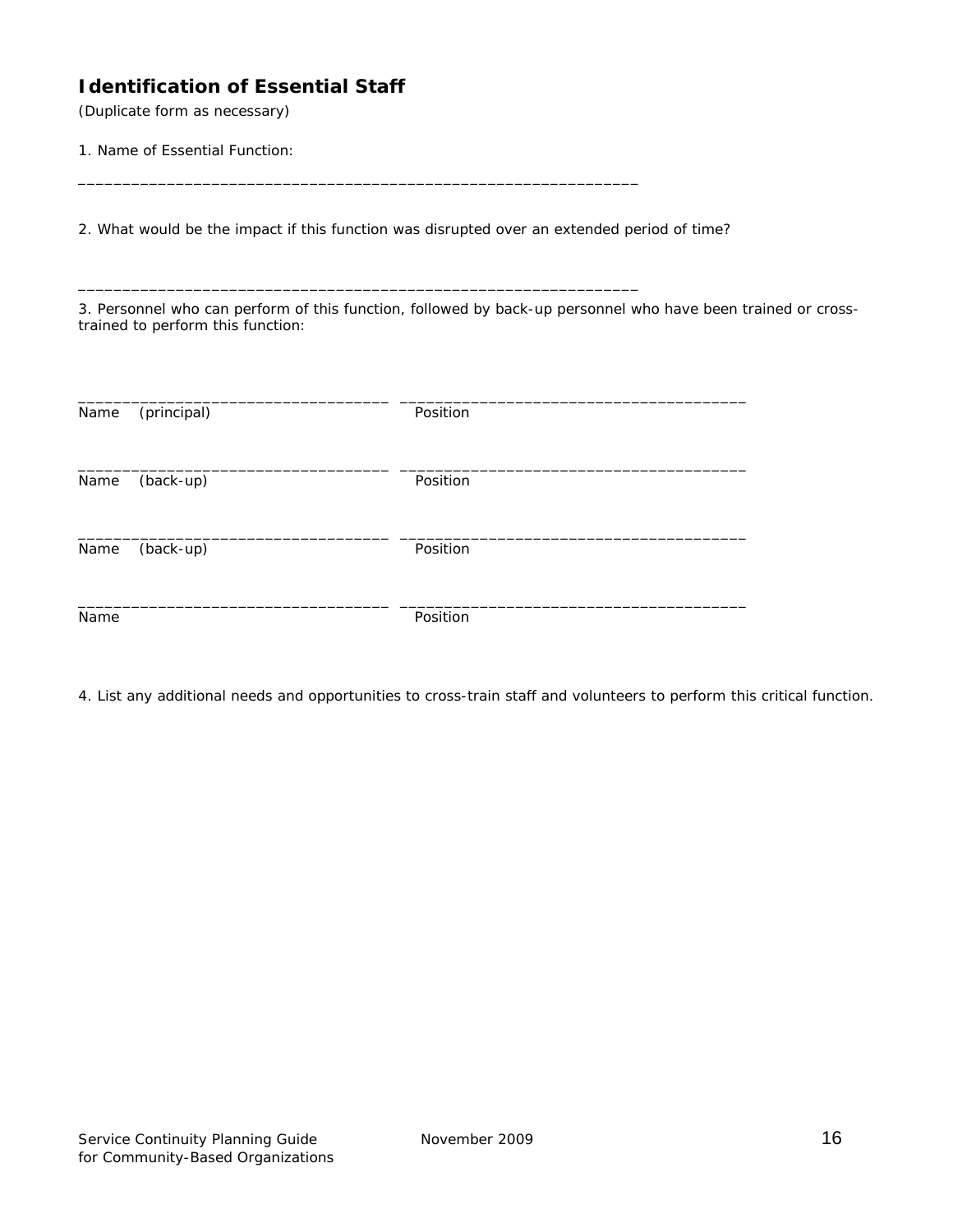## Identification of Essential Staff

*(Duplicate form as necessary)*

1. Name of Essential Function:

_______________________________________________________________

2. What would be the impact if this function was disrupted over an extended period of time?

_______________________________________________________________

3. Personnel who can perform of this function, followed by back-up personnel who have been trained or cross-trained to perform this function:

__________________________________ ______________________________________
Name (principal) Position

__________________________________ ______________________________________
Name (back-up) Position

__________________________________ ______________________________________
Name (back-up) Position

__________________________________ ______________________________________
Name Position

4. List any additional needs and opportunities to cross-train staff and volunteers to perform this critical function.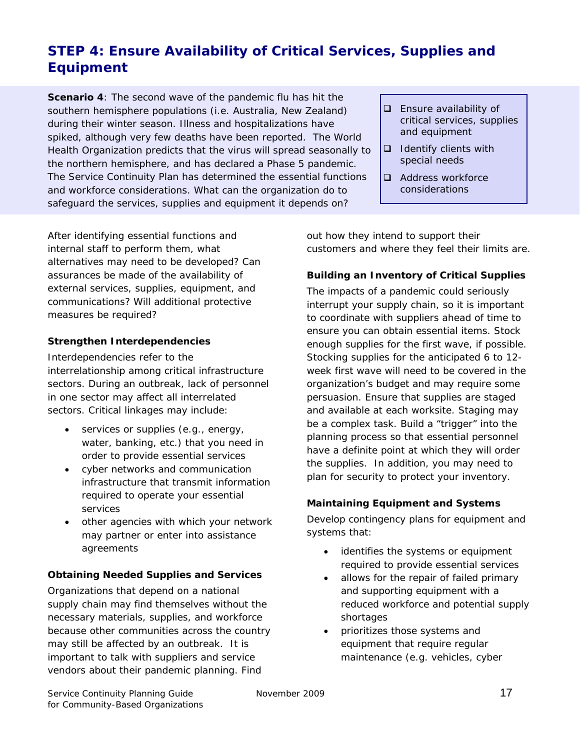## STEP 4: Ensure Availability of Critical Services, Supplies and Equipment

**Scenario 4**: The second wave of the pandemic flu has hit the southern hemisphere populations (i.e. Australia, New Zealand) during their winter season. Illness and hospitalizations have spiked, although very few deaths have been reported. The World Health Organization predicts that the virus will spread seasonally to the northern hemisphere, and has declared a Phase 5 pandemic. The Service Continuity Plan has determined the essential functions and workforce considerations. What can the organization do to safeguard the services, supplies and equipment it depends on?

- ❑ Ensure availability of critical services, supplies and equipment
- ❑ Identify clients with special needs
- ❑ Address workforce considerations

After identifying essential functions and internal staff to perform them, what alternatives may need to be developed? Can assurances be made of the availability of external services, supplies, equipment, and communications? Will additional protective measures be required?

**Strengthen Interdependencies**

Interdependencies refer to the interrelationship among critical infrastructure sectors. During an outbreak, lack of personnel in one sector may affect all interrelated sectors. Critical linkages may include:

- services or supplies (e.g., energy, water, banking, etc.) that you need in order to provide essential services
- cyber networks and communication infrastructure that transmit information required to operate your essential services
- other agencies with which your network may partner or enter into assistance agreements

**Obtaining Needed Supplies and Services**

Organizations that depend on a national supply chain may find themselves without the necessary materials, supplies, and workforce because other communities across the country may still be affected by an outbreak. It is important to talk with suppliers and service vendors about their pandemic planning. Find out how they intend to support their customers and where they feel their limits are.

**Building an Inventory of Critical Supplies**

The impacts of a pandemic could seriously interrupt your supply chain, so it is important to coordinate with suppliers ahead of time to ensure you can obtain essential items. Stock enough supplies for the first wave, if possible. Stocking supplies for the anticipated 6 to 12-week first wave will need to be covered in the organization's budget and may require some persuasion. Ensure that supplies are staged and available at each worksite. Staging may be a complex task. Build a "trigger" into the planning process so that essential personnel have a definite point at which they will order the supplies. In addition, you may need to plan for security to protect your inventory.

**Maintaining Equipment and Systems**

Develop contingency plans for equipment and systems that:

- identifies the systems or equipment required to provide essential services
- allows for the repair of failed primary and supporting equipment with a reduced workforce and potential supply shortages
- prioritizes those systems and equipment that require regular maintenance (e.g. vehicles, cyber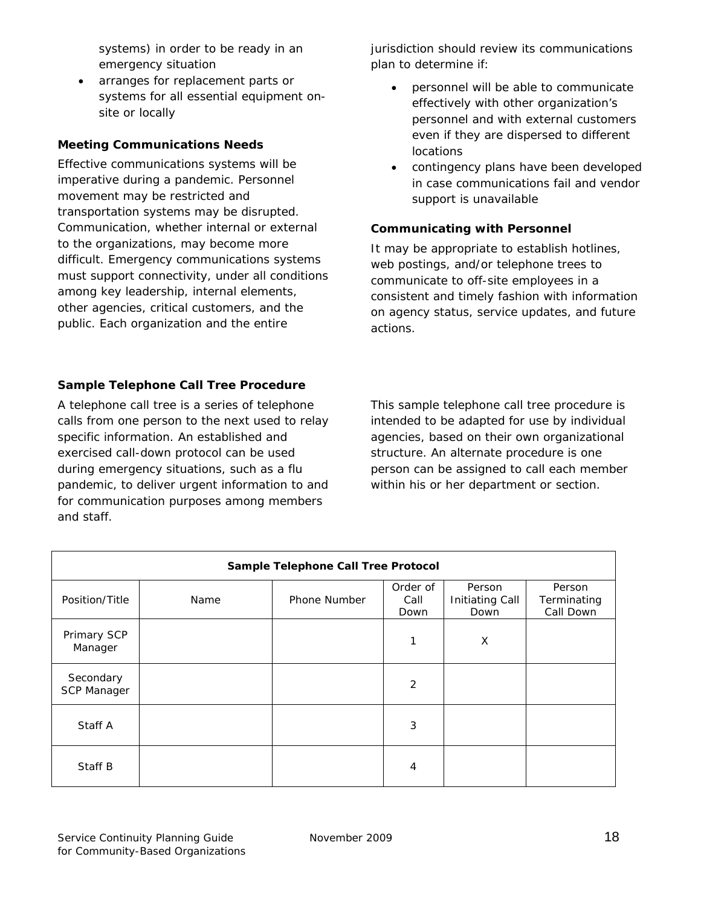systems) in order to be ready in an emergency situation

- arranges for replacement parts or systems for all essential equipment on-site or locally

### Meeting Communications Needs

Effective communications systems will be imperative during a pandemic. Personnel movement may be restricted and transportation systems may be disrupted. Communication, whether internal or external to the organizations, may become more difficult. Emergency communications systems must support connectivity, under all conditions among key leadership, internal elements, other agencies, critical customers, and the public. Each organization and the entire jurisdiction should review its communications plan to determine if:

- personnel will be able to communicate effectively with other organization's personnel and with external customers even if they are dispersed to different locations
- contingency plans have been developed in case communications fail and vendor support is unavailable

### Communicating with Personnel

It may be appropriate to establish hotlines, web postings, and/or telephone trees to communicate to off-site employees in a consistent and timely fashion with information on agency status, service updates, and future actions.

### Sample Telephone Call Tree Procedure

A telephone call tree is a series of telephone calls from one person to the next used to relay specific information. An established and exercised call-down protocol can be used during emergency situations, such as a flu pandemic, to deliver urgent information to and for communication purposes among members and staff.

This sample telephone call tree procedure is intended to be adapted for use by individual agencies, based on their own organizational structure. An alternate procedure is one person can be assigned to call each member within his or her department or section.

**Sample Telephone Call Tree Protocol**

| Position/Title | Name | Phone Number | Order of Call Down | Person Initiating Call Down | Person Terminating Call Down |
|---|---|---|---|---|---|
| Primary SCP Manager | | | 1 | X | |
| Secondary SCP Manager | | | 2 | | |
| Staff A | | | 3 | | |
| Staff B | | | 4 | | |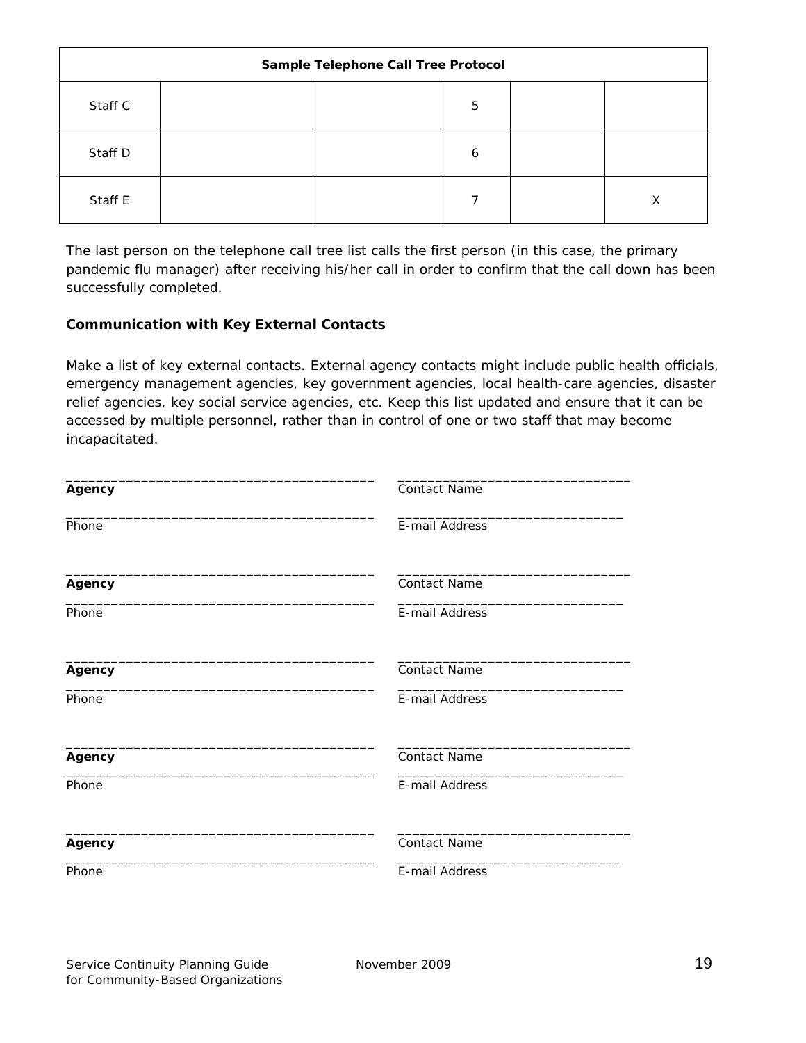| Sample Telephone Call Tree Protocol | | | | | |
|---|---|---|---|---|---|
| Staff C | | | 5 | | |
| Staff D | | | 6 | | |
| Staff E | | | 7 | | X |

The last person on the telephone call tree list calls the first person (in this case, the primary pandemic flu manager) after receiving his/her call in order to confirm that the call down has been successfully completed.

**Communication with Key External Contacts**

Make a list of key external contacts. External agency contacts might include public health officials, emergency management agencies, key government agencies, local health-care agencies, disaster relief agencies, key social service agencies, etc. Keep this list updated and ensure that it can be accessed by multiple personnel, rather than in control of one or two staff that may become incapacitated.

________________________________________ ______________________________
**Agency** Contact Name

________________________________________ _____________________________
Phone E-mail Address

________________________________________ ______________________________
**Agency** Contact Name

________________________________________ _____________________________
Phone E-mail Address

________________________________________ ______________________________
**Agency** Contact Name

________________________________________ _____________________________
Phone E-mail Address

________________________________________ ______________________________
**Agency** Contact Name

________________________________________ _____________________________
Phone E-mail Address

________________________________________ ______________________________
**Agency** Contact Name

________________________________________ _____________________________
Phone E-mail Address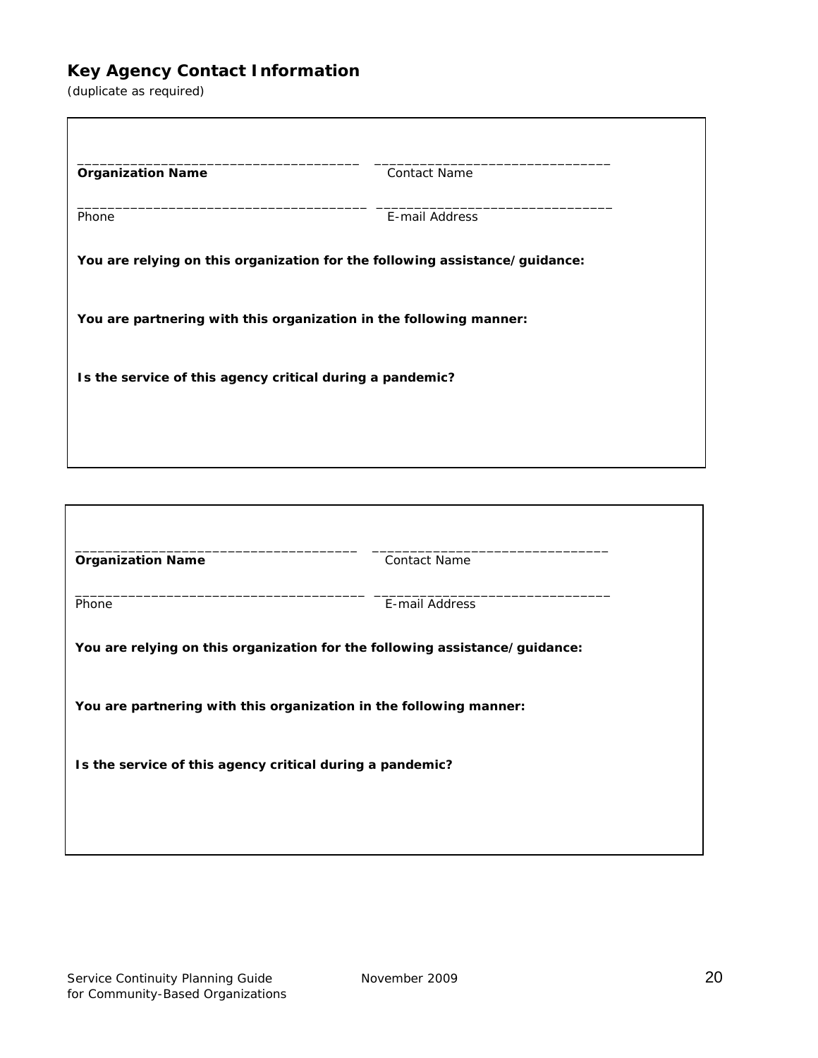## Key Agency Contact Information

*(duplicate as required)*

_____________________________________ _______________________________

**Organization Name** Contact Name

_____________________________________ _______________________________

Phone E-mail Address

**You are relying on this organization for the following assistance/guidance:**

**You are partnering with this organization in the following manner:**

**Is the service of this agency critical during a pandemic?**

---

_____________________________________ _______________________________

**Organization Name** Contact Name

_____________________________________ _______________________________

Phone E-mail Address

**You are relying on this organization for the following assistance/guidance:**

**You are partnering with this organization in the following manner:**

**Is the service of this agency critical during a pandemic?**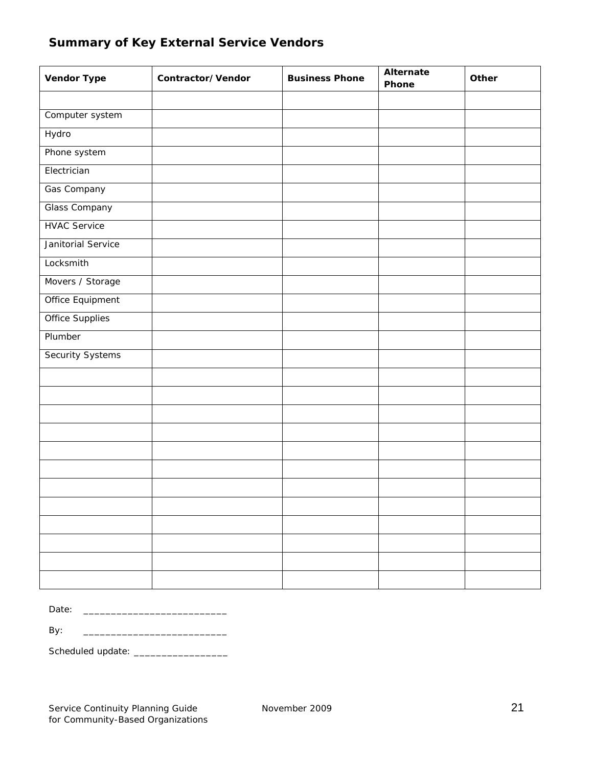## Summary of Key External Service Vendors

| Vendor Type | Contractor/Vendor | Business Phone | Alternate Phone | Other |
|---|---|---|---|---|
| | | | | |
| Computer system | | | | |
| Hydro | | | | |
| Phone system | | | | |
| Electrician | | | | |
| Gas Company | | | | |
| Glass Company | | | | |
| HVAC Service | | | | |
| Janitorial Service | | | | |
| Locksmith | | | | |
| Movers / Storage | | | | |
| Office Equipment | | | | |
| Office Supplies | | | | |
| Plumber | | | | |
| Security Systems | | | | |
| | | | | |
| | | | | |
| | | | | |
| | | | | |
| | | | | |
| | | | | |
| | | | | |
| | | | | |
| | | | | |
| | | | | |
| | | | | |
| | | | | |

Date: __________________________

By: __________________________

Scheduled update: _________________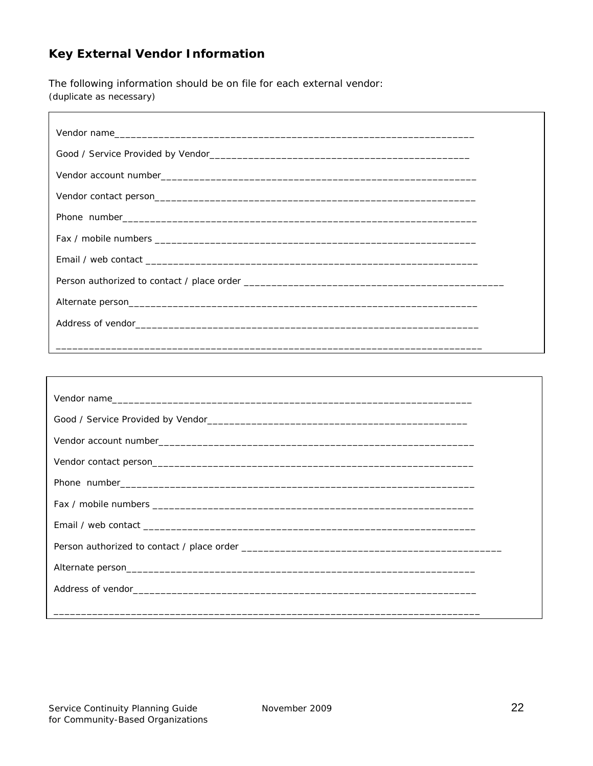## Key External Vendor Information

The following information should be on file for each external vendor:
(duplicate as necessary)

Vendor name___________________________________________________________________

Good / Service Provided by Vendor_____________________________________________

Vendor account number_________________________________________________________

Vendor contact person_________________________________________________________

Phone number__________________________________________________________________

Fax / mobile numbers __________________________________________________________

Email / web contact ___________________________________________________________

Person authorized to contact / place order ____________________________________

Alternate person______________________________________________________________

Address of vendor_____________________________________________________________

______________________________________________________________________________

---

Vendor name___________________________________________________________________

Good / Service Provided by Vendor_____________________________________________

Vendor account number_________________________________________________________

Vendor contact person_________________________________________________________

Phone number__________________________________________________________________

Fax / mobile numbers __________________________________________________________

Email / web contact ___________________________________________________________

Person authorized to contact / place order ____________________________________

Alternate person______________________________________________________________

Address of vendor_____________________________________________________________

______________________________________________________________________________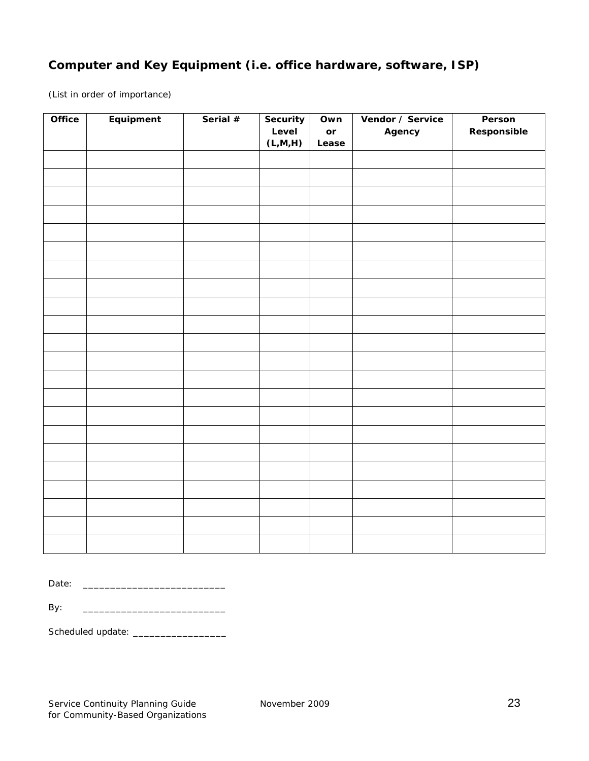## Computer and Key Equipment (i.e. office hardware, software, ISP)

*(List in order of importance)*

| Office | Equipment | Serial # | Security Level (L,M,H) | Own or Lease | Vendor / Service Agency | Person Responsible |
|---|---|---|---|---|---|---|
| | | | | | | |
| | | | | | | |
| | | | | | | |
| | | | | | | |
| | | | | | | |
| | | | | | | |
| | | | | | | |
| | | | | | | |
| | | | | | | |
| | | | | | | |
| | | | | | | |
| | | | | | | |
| | | | | | | |
| | | | | | | |
| | | | | | | |
| | | | | | | |
| | | | | | | |
| | | | | | | |
| | | | | | | |
| | | | | | | |
| | | | | | | |
| | | | | | | |

Date: __________________________

By: __________________________

Scheduled update: _________________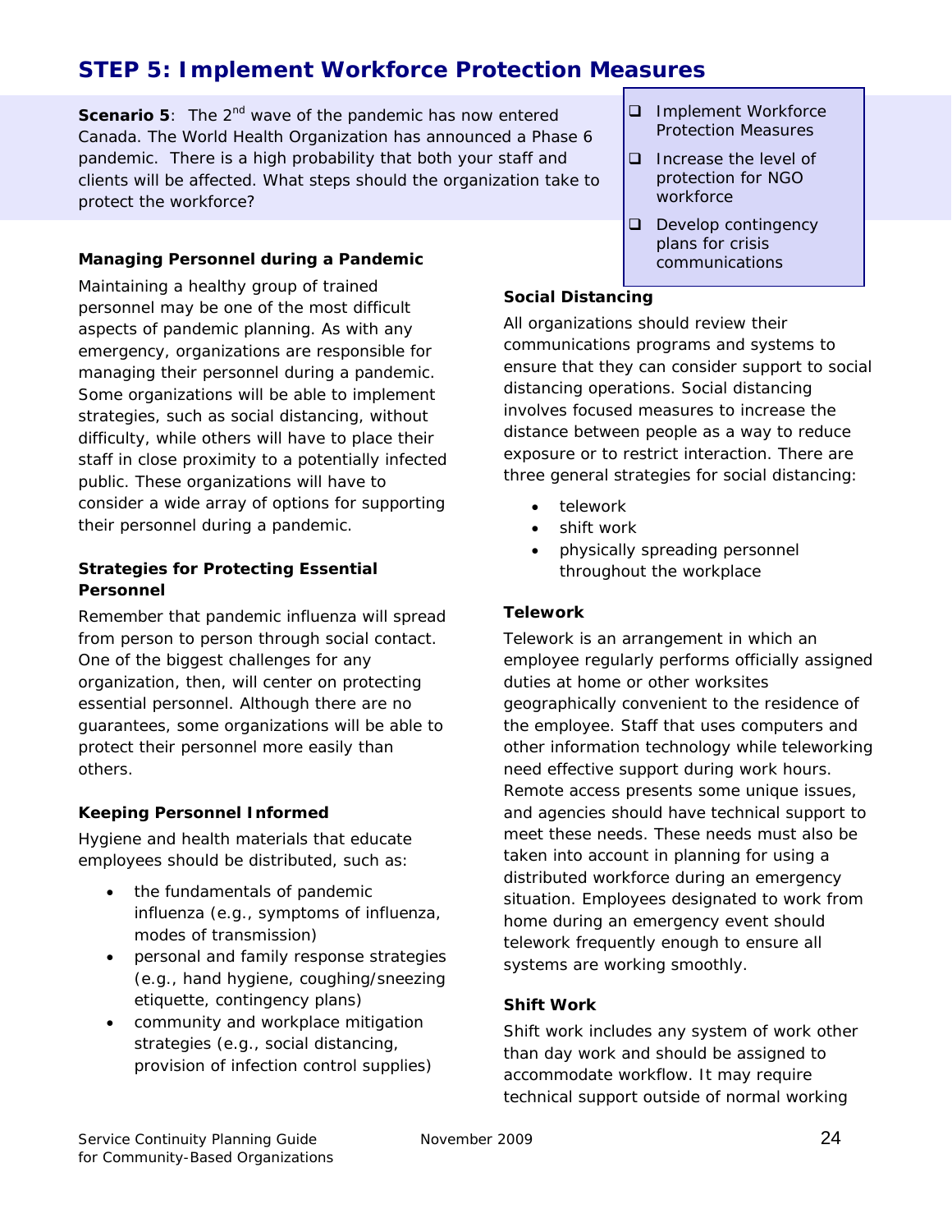## STEP 5: Implement Workforce Protection Measures

**Scenario 5**: The 2nd wave of the pandemic has now entered Canada. The World Health Organization has announced a Phase 6 pandemic. There is a high probability that both your staff and clients will be affected. What steps should the organization take to protect the workforce?

- ❑ Implement Workforce Protection Measures
- ❑ Increase the level of protection for NGO workforce
- ❑ Develop contingency plans for crisis communications

**Managing Personnel during a Pandemic**

Maintaining a healthy group of trained personnel may be one of the most difficult aspects of pandemic planning. As with any emergency, organizations are responsible for managing their personnel during a pandemic. Some organizations will be able to implement strategies, such as social distancing, without difficulty, while others will have to place their staff in close proximity to a potentially infected public. These organizations will have to consider a wide array of options for supporting their personnel during a pandemic.

**Strategies for Protecting Essential Personnel**

Remember that pandemic influenza will spread from person to person through social contact. One of the biggest challenges for any organization, then, will center on protecting essential personnel. Although there are no guarantees, some organizations will be able to protect their personnel more easily than others.

**Keeping Personnel Informed**

Hygiene and health materials that educate employees should be distributed, such as:

- the fundamentals of pandemic influenza (e.g., symptoms of influenza, modes of transmission)
- personal and family response strategies (e.g., hand hygiene, coughing/sneezing etiquette, contingency plans)
- community and workplace mitigation strategies (e.g., social distancing, provision of infection control supplies)

**Social Distancing**

All organizations should review their communications programs and systems to ensure that they can consider support to social distancing operations. Social distancing involves focused measures to increase the distance between people as a way to reduce exposure or to restrict interaction. There are three general strategies for social distancing:

- telework
- shift work
- physically spreading personnel throughout the workplace

**Telework**

Telework is an arrangement in which an employee regularly performs officially assigned duties at home or other worksites geographically convenient to the residence of the employee. Staff that uses computers and other information technology while teleworking need effective support during work hours. Remote access presents some unique issues, and agencies should have technical support to meet these needs. These needs must also be taken into account in planning for using a distributed workforce during an emergency situation. Employees designated to work from home during an emergency event should telework frequently enough to ensure all systems are working smoothly.

**Shift Work**

Shift work includes any system of work other than day work and should be assigned to accommodate workflow. It may require technical support outside of normal working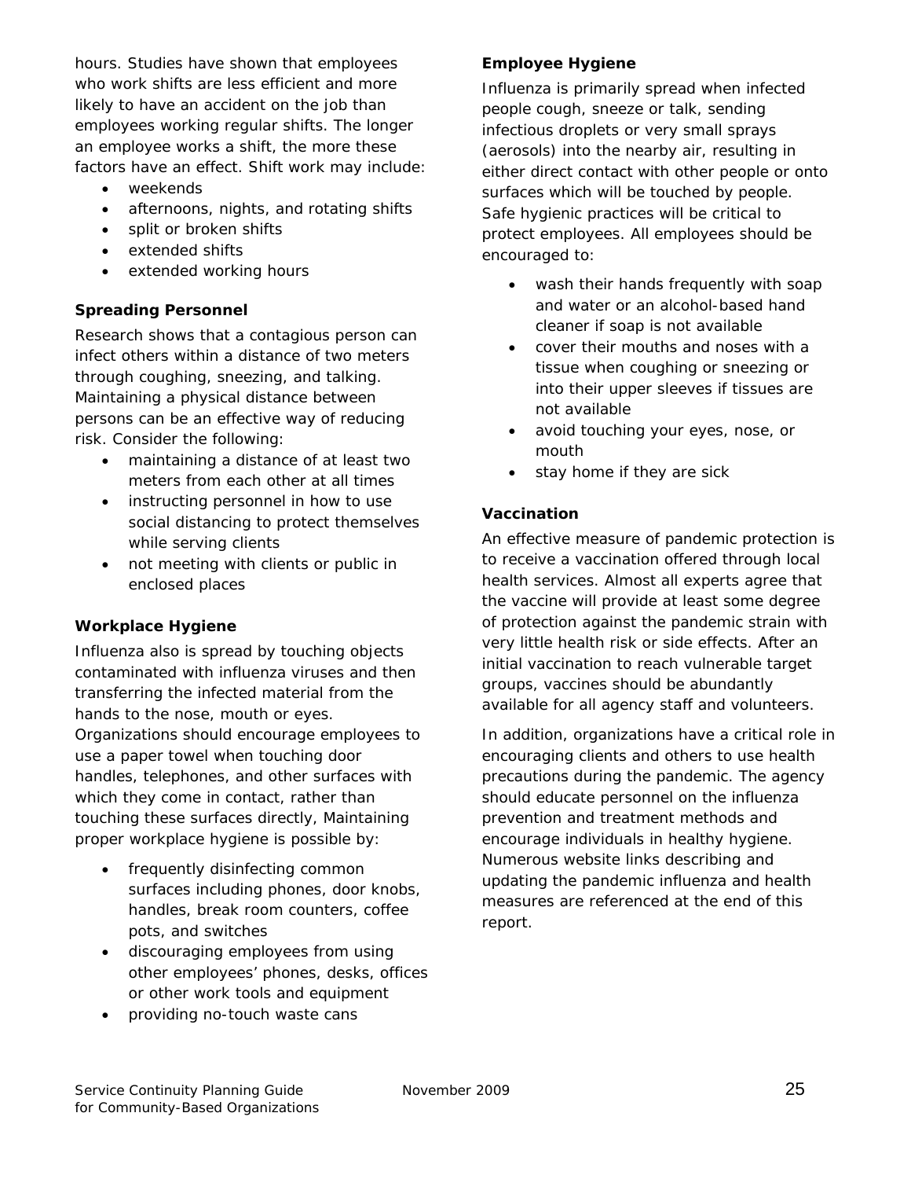hours. Studies have shown that employees who work shifts are less efficient and more likely to have an accident on the job than employees working regular shifts. The longer an employee works a shift, the more these factors have an effect. Shift work may include:

- weekends
- afternoons, nights, and rotating shifts
- split or broken shifts
- extended shifts
- extended working hours

**Spreading Personnel**

Research shows that a contagious person can infect others within a distance of two meters through coughing, sneezing, and talking. Maintaining a physical distance between persons can be an effective way of reducing risk. Consider the following:

- maintaining a distance of at least two meters from each other at all times
- instructing personnel in how to use social distancing to protect themselves while serving clients
- not meeting with clients or public in enclosed places

**Workplace Hygiene**

Influenza also is spread by touching objects contaminated with influenza viruses and then transferring the infected material from the hands to the nose, mouth or eyes. Organizations should encourage employees to use a paper towel when touching door handles, telephones, and other surfaces with which they come in contact, rather than touching these surfaces directly, Maintaining proper workplace hygiene is possible by:

- frequently disinfecting common surfaces including phones, door knobs, handles, break room counters, coffee pots, and switches
- discouraging employees from using other employees' phones, desks, offices or other work tools and equipment
- providing no-touch waste cans

**Employee Hygiene**

Influenza is primarily spread when infected people cough, sneeze or talk, sending infectious droplets or very small sprays (aerosols) into the nearby air, resulting in either direct contact with other people or onto surfaces which will be touched by people. Safe hygienic practices will be critical to protect employees. All employees should be encouraged to:

- wash their hands frequently with soap and water or an alcohol-based hand cleaner if soap is not available
- cover their mouths and noses with a tissue when coughing or sneezing or into their upper sleeves if tissues are not available
- avoid touching your eyes, nose, or mouth
- stay home if they are sick

**Vaccination**

An effective measure of pandemic protection is to receive a vaccination offered through local health services. Almost all experts agree that the vaccine will provide at least some degree of protection against the pandemic strain with very little health risk or side effects. After an initial vaccination to reach vulnerable target groups, vaccines should be abundantly available for all agency staff and volunteers.

In addition, organizations have a critical role in encouraging clients and others to use health precautions during the pandemic. The agency should educate personnel on the influenza prevention and treatment methods and encourage individuals in healthy hygiene. Numerous website links describing and updating the pandemic influenza and health measures are referenced at the end of this report.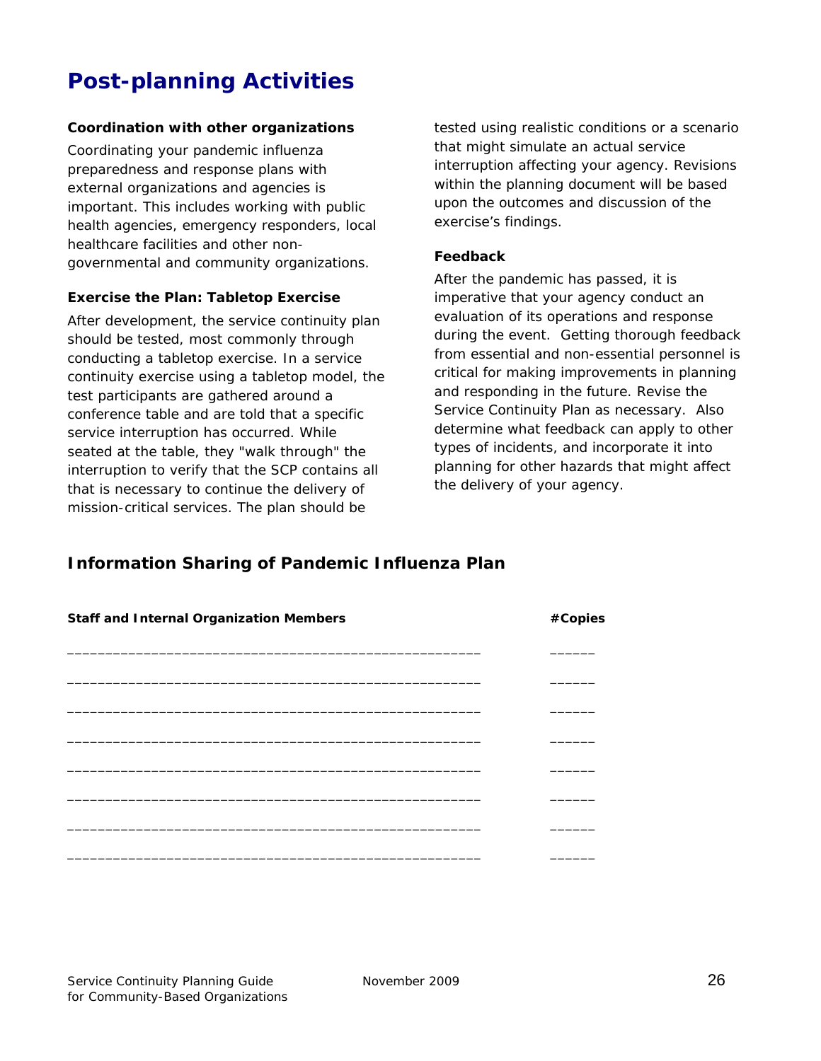# Post-planning Activities

**Coordination with other organizations**

Coordinating your pandemic influenza preparedness and response plans with external organizations and agencies is important. This includes working with public health agencies, emergency responders, local healthcare facilities and other non-governmental and community organizations.

**Exercise the Plan: Tabletop Exercise**

After development, the service continuity plan should be tested, most commonly through conducting a tabletop exercise. In a service continuity exercise using a tabletop model, the test participants are gathered around a conference table and are told that a specific service interruption has occurred. While seated at the table, they "walk through" the interruption to verify that the SCP contains all that is necessary to continue the delivery of mission-critical services. The plan should be tested using realistic conditions or a scenario that might simulate an actual service interruption affecting your agency. Revisions within the planning document will be based upon the outcomes and discussion of the exercise's findings.

**Feedback**

After the pandemic has passed, it is imperative that your agency conduct an evaluation of its operations and response during the event. Getting thorough feedback from essential and non-essential personnel is critical for making improvements in planning and responding in the future. Revise the Service Continuity Plan as necessary. Also determine what feedback can apply to other types of incidents, and incorporate it into planning for other hazards that might affect the delivery of your agency.

## Information Sharing of Pandemic Influenza Plan

| Staff and Internal Organization Members | #Copies |
|---|---|
| ____________________________________________________ | ______ |
| ____________________________________________________ | ______ |
| ____________________________________________________ | ______ |
| ____________________________________________________ | ______ |
| ____________________________________________________ | ______ |
| ____________________________________________________ | ______ |
| ____________________________________________________ | ______ |
| ____________________________________________________ | ______ |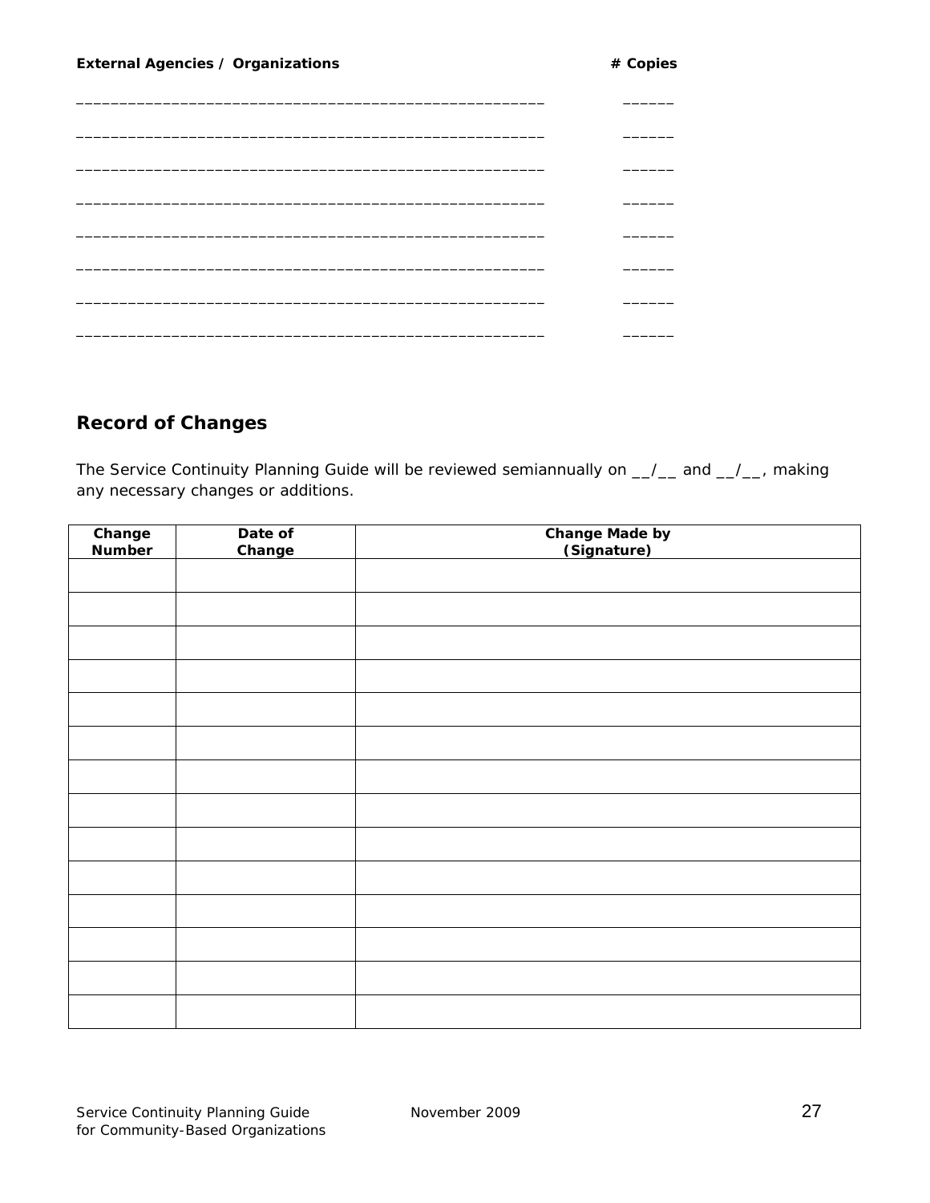**External Agencies / Organizations** **# Copies**

_____________________________________________________ ______

_____________________________________________________ ______

_____________________________________________________ ______

_____________________________________________________ ______

_____________________________________________________ ______

_____________________________________________________ ______

_____________________________________________________ ______

_____________________________________________________ ______

## Record of Changes

The Service Continuity Planning Guide will be reviewed semiannually on __/__ and __/__, making any necessary changes or additions.

| Change Number | Date of Change | Change Made by (Signature) |
|---|---|---|
| | | |
| | | |
| | | |
| | | |
| | | |
| | | |
| | | |
| | | |
| | | |
| | | |
| | | |
| | | |
| | | |
| | | |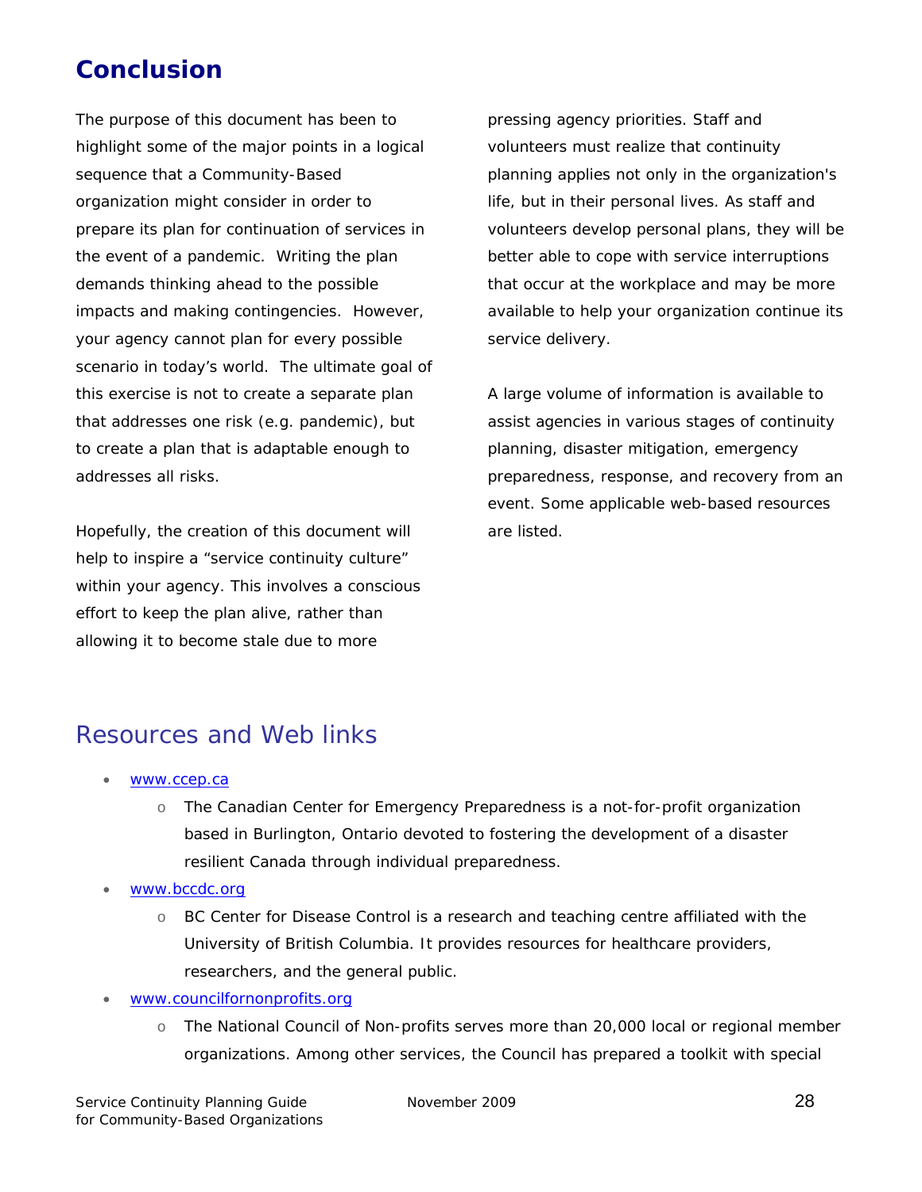# Conclusion

The purpose of this document has been to highlight some of the major points in a logical sequence that a Community-Based organization might consider in order to prepare its plan for continuation of services in the event of a pandemic. Writing the plan demands thinking ahead to the possible impacts and making contingencies. However, your agency cannot plan for every possible scenario in today's world. The ultimate goal of this exercise is not to create a separate plan that addresses one risk (e.g. pandemic), but to create a plan that is adaptable enough to addresses all risks.

Hopefully, the creation of this document will help to inspire a "service continuity culture" within your agency. This involves a conscious effort to keep the plan alive, rather than allowing it to become stale due to more pressing agency priorities. Staff and volunteers must realize that continuity planning applies not only in the organization's life, but in their personal lives. As staff and volunteers develop personal plans, they will be better able to cope with service interruptions that occur at the workplace and may be more available to help your organization continue its service delivery.

A large volume of information is available to assist agencies in various stages of continuity planning, disaster mitigation, emergency preparedness, response, and recovery from an event. Some applicable web-based resources are listed.

## Resources and Web links

- www.ccep.ca
  - The Canadian Center for Emergency Preparedness is a not-for-profit organization based in Burlington, Ontario devoted to fostering the development of a disaster resilient Canada through individual preparedness.
- www.bccdc.org
  - BC Center for Disease Control is a research and teaching centre affiliated with the University of British Columbia. It provides resources for healthcare providers, researchers, and the general public.
- www.councilfornonprofits.org
  - The National Council of Non-profits serves more than 20,000 local or regional member organizations. Among other services, the Council has prepared a toolkit with special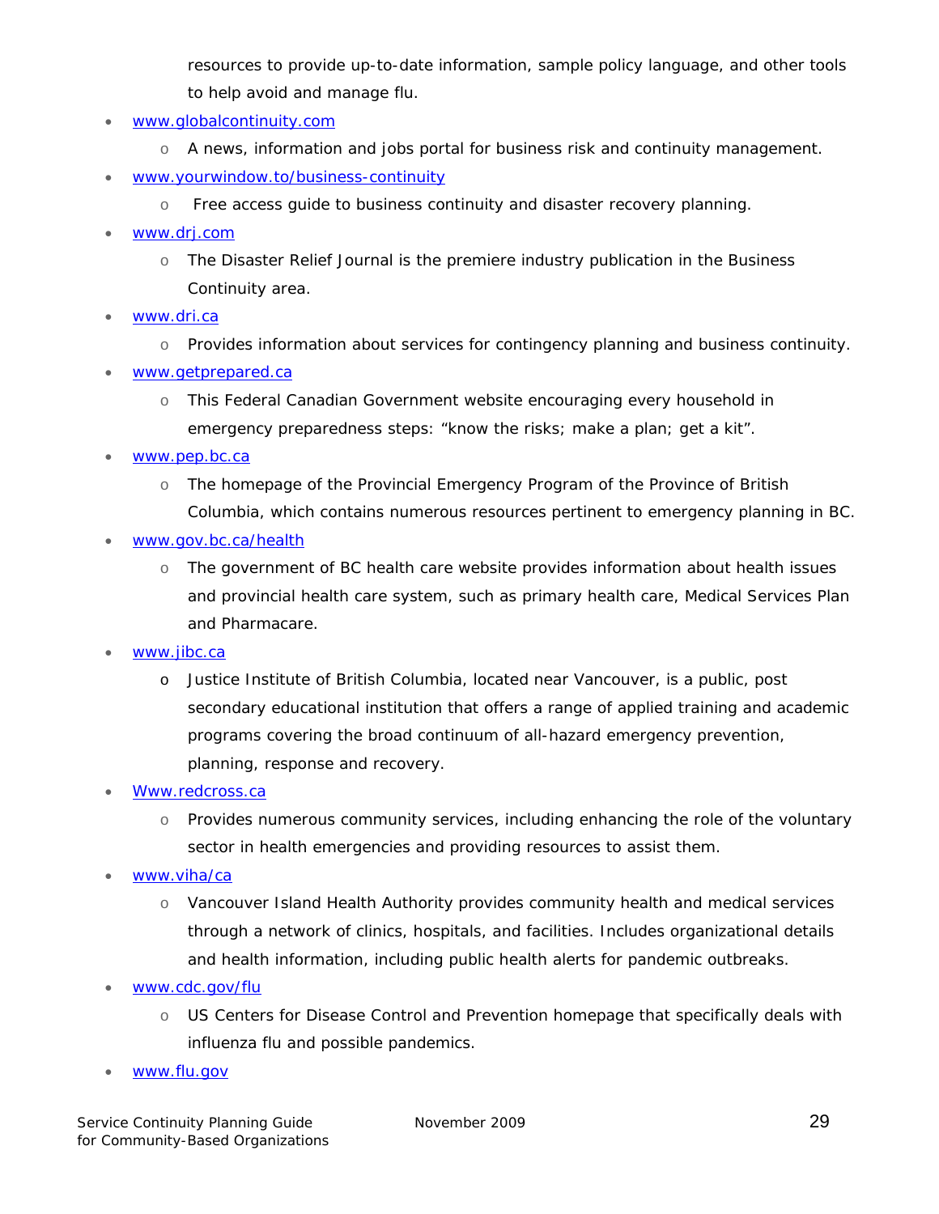resources to provide up-to-date information, sample policy language, and other tools to help avoid and manage flu.

- www.globalcontinuity.com
  - A news, information and jobs portal for business risk and continuity management.
- www.yourwindow.to/business-continuity
  - Free access guide to business continuity and disaster recovery planning.
- www.drj.com
  - The Disaster Relief Journal is the premiere industry publication in the Business Continuity area.
- www.dri.ca
  - Provides information about services for contingency planning and business continuity.
- www.getprepared.ca
  - This Federal Canadian Government website encouraging every household in emergency preparedness steps: "know the risks; make a plan; get a kit".
- www.pep.bc.ca
  - The homepage of the Provincial Emergency Program of the Province of British Columbia, which contains numerous resources pertinent to emergency planning in BC.
- www.gov.bc.ca/health
  - The government of BC health care website provides information about health issues and provincial health care system, such as primary health care, Medical Services Plan and Pharmacare.
- www.jibc.ca
  - Justice Institute of British Columbia, located near Vancouver, is a public, post secondary educational institution that offers a range of applied training and academic programs covering the broad continuum of all-hazard emergency prevention, planning, response and recovery.
- Www.redcross.ca
  - Provides numerous community services, including enhancing the role of the voluntary sector in health emergencies and providing resources to assist them.
- www.viha/ca
  - Vancouver Island Health Authority provides community health and medical services through a network of clinics, hospitals, and facilities. Includes organizational details and health information, including public health alerts for pandemic outbreaks.
- www.cdc.gov/flu
  - US Centers for Disease Control and Prevention homepage that specifically deals with influenza flu and possible pandemics.
- www.flu.gov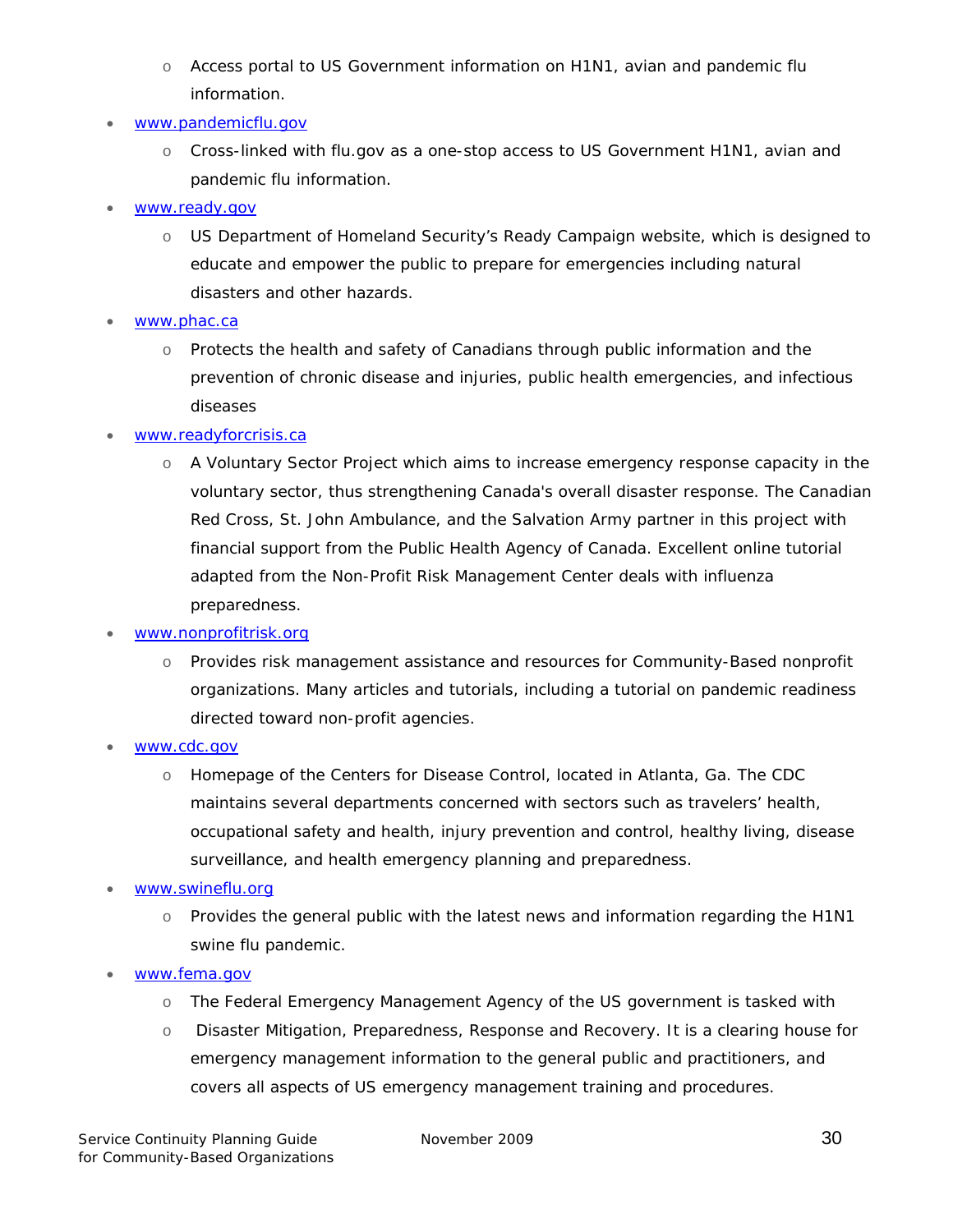- Access portal to US Government information on H1N1, avian and pandemic flu information.
- [www.pandemicflu.gov](www.pandemicflu.gov)
    - Cross-linked with flu.gov as a one-stop access to US Government H1N1, avian and pandemic flu information.
- [www.ready.gov](www.ready.gov)
    - US Department of Homeland Security's Ready Campaign website, which is designed to educate and empower the public to prepare for emergencies including natural disasters and other hazards.
- [www.phac.ca](www.phac.ca)
    - Protects the health and safety of Canadians through public information and the prevention of chronic disease and injuries, public health emergencies, and infectious diseases
- [www.readyforcrisis.ca](www.readyforcrisis.ca)
    - A Voluntary Sector Project which aims to increase emergency response capacity in the voluntary sector, thus strengthening Canada's overall disaster response. The Canadian Red Cross, St. John Ambulance, and the Salvation Army partner in this project with financial support from the Public Health Agency of Canada. Excellent online tutorial adapted from the Non-Profit Risk Management Center deals with influenza preparedness.
- [www.nonprofitrisk.org](www.nonprofitrisk.org)
    - Provides risk management assistance and resources for Community-Based nonprofit organizations. Many articles and tutorials, including a tutorial on pandemic readiness directed toward non-profit agencies.
- [www.cdc.gov](www.cdc.gov)
    - Homepage of the Centers for Disease Control, located in Atlanta, Ga. The CDC maintains several departments concerned with sectors such as travelers' health, occupational safety and health, injury prevention and control, healthy living, disease surveillance, and health emergency planning and preparedness.
- [www.swineflu.org](www.swineflu.org)
    - Provides the general public with the latest news and information regarding the H1N1 swine flu pandemic.
- [www.fema.gov](www.fema.gov)
    - The Federal Emergency Management Agency of the US government is tasked with
    - Disaster Mitigation, Preparedness, Response and Recovery. It is a clearing house for emergency management information to the general public and practitioners, and covers all aspects of US emergency management training and procedures.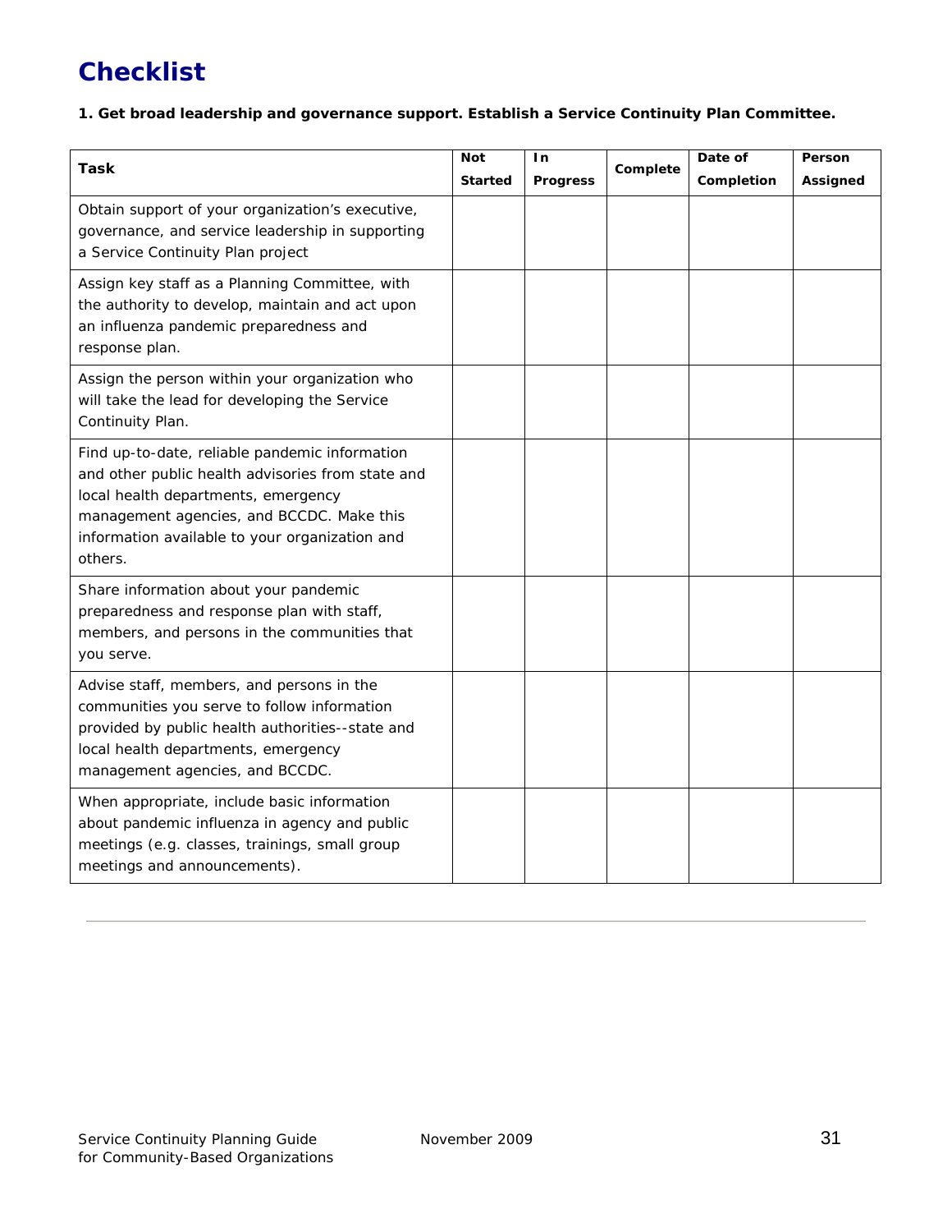# Checklist

**1. Get broad leadership and governance support. Establish a Service Continuity Plan Committee.**

| Task | Not Started | In Progress | Complete | Date of Completion | Person Assigned |
|---|---|---|---|---|---|
| Obtain support of your organization's executive, governance, and service leadership in supporting a Service Continuity Plan project | | | | | |
| Assign key staff as a Planning Committee, with the authority to develop, maintain and act upon an influenza pandemic preparedness and response plan. | | | | | |
| Assign the person within your organization who will take the lead for developing the Service Continuity Plan. | | | | | |
| Find up-to-date, reliable pandemic information and other public health advisories from state and local health departments, emergency management agencies, and BCCDC. Make this information available to your organization and others. | | | | | |
| Share information about your pandemic preparedness and response plan with staff, members, and persons in the communities that you serve. | | | | | |
| Advise staff, members, and persons in the communities you serve to follow information provided by public health authorities--state and local health departments, emergency management agencies, and BCCDC. | | | | | |
| When appropriate, include basic information about pandemic influenza in agency and public meetings (e.g. classes, trainings, small group meetings and announcements). | | | | | |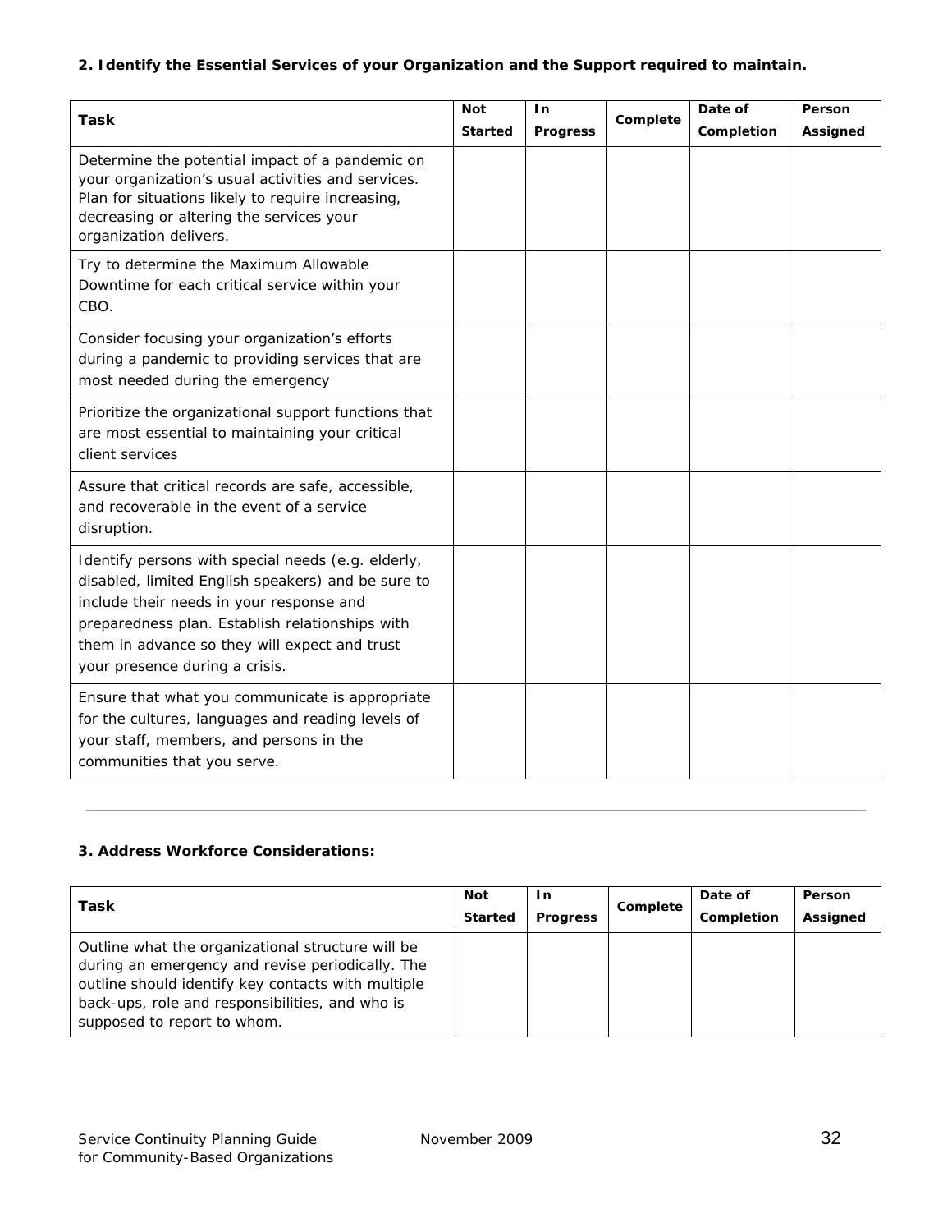**2. Identify the Essential Services of your Organization and the Support required to maintain.**

| Task | Not Started | In Progress | Complete | Date of Completion | Person Assigned |
|---|---|---|---|---|---|
| Determine the potential impact of a pandemic on your organization's usual activities and services. Plan for situations likely to require increasing, decreasing or altering the services your organization delivers. | | | | | |
| Try to determine the Maximum Allowable Downtime for each critical service within your CBO. | | | | | |
| Consider focusing your organization's efforts during a pandemic to providing services that are most needed during the emergency | | | | | |
| Prioritize the organizational support functions that are most essential to maintaining your critical client services | | | | | |
| Assure that critical records are safe, accessible, and recoverable in the event of a service disruption. | | | | | |
| Identify persons with special needs (e.g. elderly, disabled, limited English speakers) and be sure to include their needs in your response and preparedness plan. Establish relationships with them in advance so they will expect and trust your presence during a crisis. | | | | | |
| Ensure that what you communicate is appropriate for the cultures, languages and reading levels of your staff, members, and persons in the communities that you serve. | | | | | |

---

**3. Address Workforce Considerations:**

| Task | Not Started | In Progress | Complete | Date of Completion | Person Assigned |
|---|---|---|---|---|---|
| Outline what the organizational structure will be during an emergency and revise periodically. The outline should identify key contacts with multiple back-ups, role and responsibilities, and who is supposed to report to whom. | | | | | |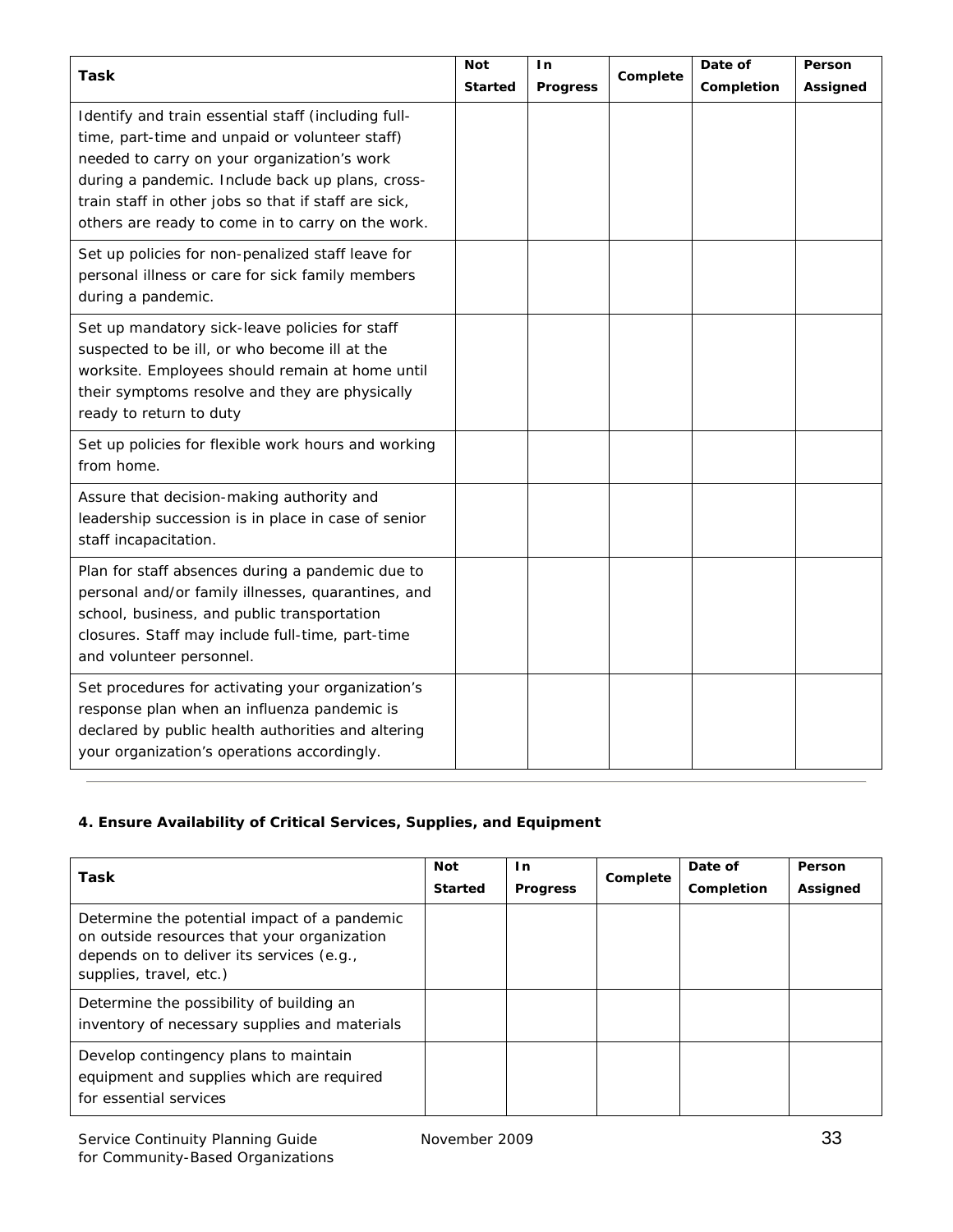| Task | Not Started | In Progress | Complete | Date of Completion | Person Assigned |
|---|---|---|---|---|---|
| Identify and train essential staff (including full-time, part-time and unpaid or volunteer staff) needed to carry on your organization's work during a pandemic. Include back up plans, cross-train staff in other jobs so that if staff are sick, others are ready to come in to carry on the work. | | | | | |
| Set up policies for non-penalized staff leave for personal illness or care for sick family members during a pandemic. | | | | | |
| Set up mandatory sick-leave policies for staff suspected to be ill, or who become ill at the worksite. Employees should remain at home until their symptoms resolve and they are physically ready to return to duty | | | | | |
| Set up policies for flexible work hours and working from home. | | | | | |
| Assure that decision-making authority and leadership succession is in place in case of senior staff incapacitation. | | | | | |
| Plan for staff absences during a pandemic due to personal and/or family illnesses, quarantines, and school, business, and public transportation closures. Staff may include full-time, part-time and volunteer personnel. | | | | | |
| Set procedures for activating your organization's response plan when an influenza pandemic is declared by public health authorities and altering your organization's operations accordingly. | | | | | |

### 4. Ensure Availability of Critical Services, Supplies, and Equipment

| Task | Not Started | In Progress | Complete | Date of Completion | Person Assigned |
|---|---|---|---|---|---|
| Determine the potential impact of a pandemic on outside resources that your organization depends on to deliver its services (e.g., supplies, travel, etc.) | | | | | |
| Determine the possibility of building an inventory of necessary supplies and materials | | | | | |
| Develop contingency plans to maintain equipment and supplies which are required for essential services | | | | | |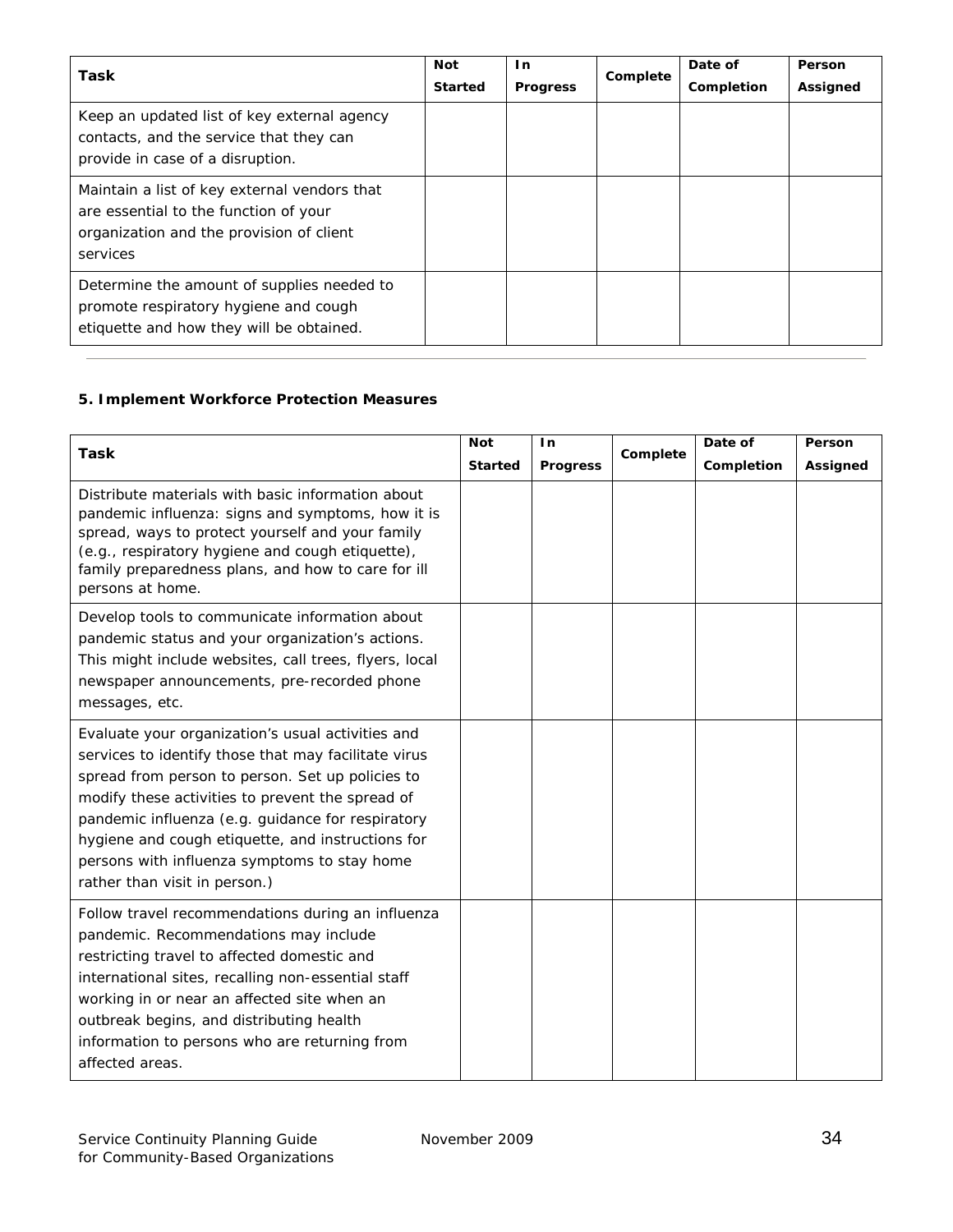| Task | Not Started | In Progress | Complete | Date of Completion | Person Assigned |
|---|---|---|---|---|---|
| Keep an updated list of key external agency contacts, and the service that they can provide in case of a disruption. | | | | | |
| Maintain a list of key external vendors that are essential to the function of your organization and the provision of client services | | | | | |
| Determine the amount of supplies needed to promote respiratory hygiene and cough etiquette and how they will be obtained. | | | | | |

---

**5. Implement Workforce Protection Measures**

| Task | Not Started | In Progress | Complete | Date of Completion | Person Assigned |
|---|---|---|---|---|---|
| Distribute materials with basic information about pandemic influenza: signs and symptoms, how it is spread, ways to protect yourself and your family (e.g., respiratory hygiene and cough etiquette), family preparedness plans, and how to care for ill persons at home. | | | | | |
| Develop tools to communicate information about pandemic status and your organization's actions. This might include websites, call trees, flyers, local newspaper announcements, pre-recorded phone messages, etc. | | | | | |
| Evaluate your organization's usual activities and services to identify those that may facilitate virus spread from person to person. Set up policies to modify these activities to prevent the spread of pandemic influenza (e.g. guidance for respiratory hygiene and cough etiquette, and instructions for persons with influenza symptoms to stay home rather than visit in person.) | | | | | |
| Follow travel recommendations during an influenza pandemic. Recommendations may include restricting travel to affected domestic and international sites, recalling non-essential staff working in or near an affected site when an outbreak begins, and distributing health information to persons who are returning from affected areas. | | | | | |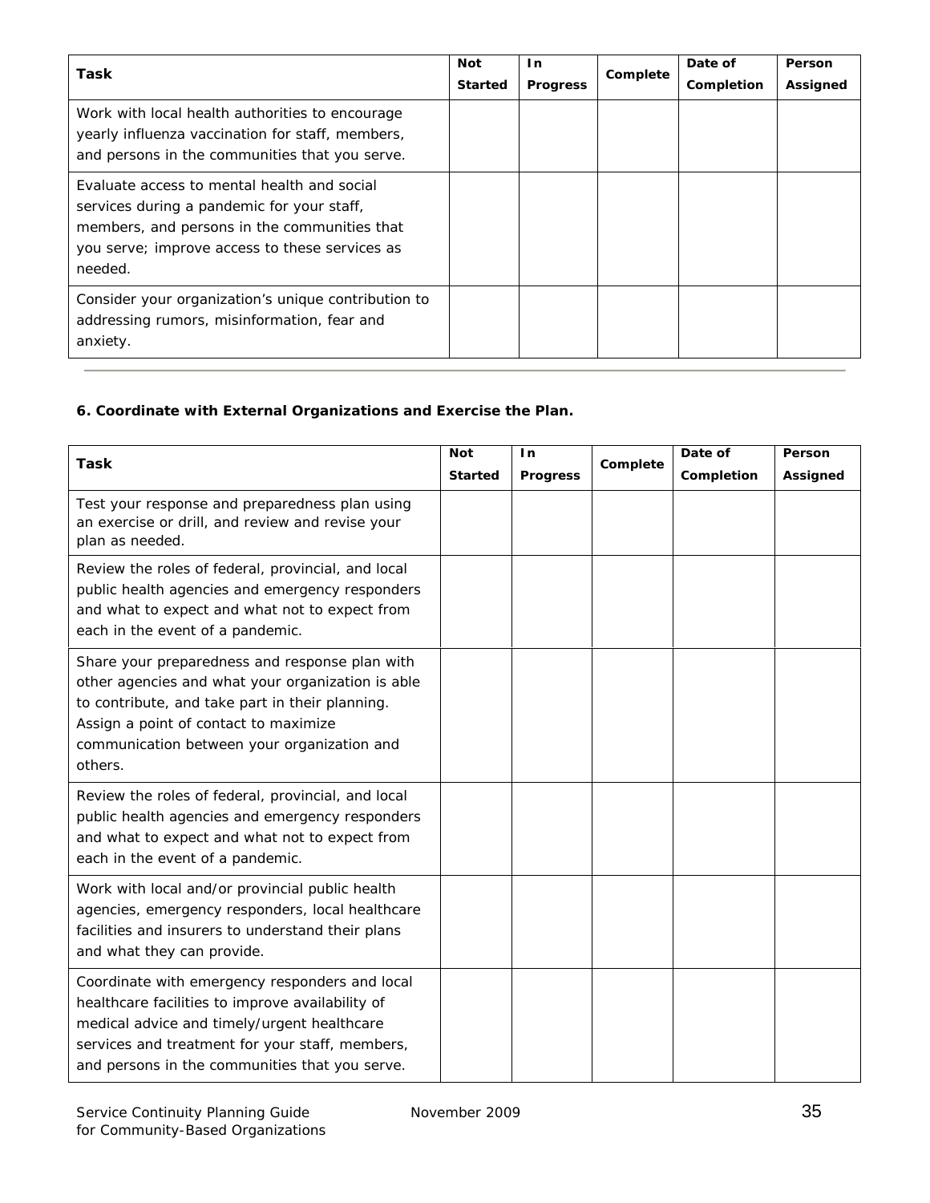| Task | Not Started | In Progress | Complete | Date of Completion | Person Assigned |
|---|---|---|---|---|---|
| Work with local health authorities to encourage yearly influenza vaccination for staff, members, and persons in the communities that you serve. | | | | | |
| Evaluate access to mental health and social services during a pandemic for your staff, members, and persons in the communities that you serve; improve access to these services as needed. | | | | | |
| Consider your organization's unique contribution to addressing rumors, misinformation, fear and anxiety. | | | | | |

**6. Coordinate with External Organizations and Exercise the Plan.**

| Task | Not Started | In Progress | Complete | Date of Completion | Person Assigned |
|---|---|---|---|---|---|
| Test your response and preparedness plan using an exercise or drill, and review and revise your plan as needed. | | | | | |
| Review the roles of federal, provincial, and local public health agencies and emergency responders and what to expect and what not to expect from each in the event of a pandemic. | | | | | |
| Share your preparedness and response plan with other agencies and what your organization is able to contribute, and take part in their planning. Assign a point of contact to maximize communication between your organization and others. | | | | | |
| Review the roles of federal, provincial, and local public health agencies and emergency responders and what to expect and what not to expect from each in the event of a pandemic. | | | | | |
| Work with local and/or provincial public health agencies, emergency responders, local healthcare facilities and insurers to understand their plans and what they can provide. | | | | | |
| Coordinate with emergency responders and local healthcare facilities to improve availability of medical advice and timely/urgent healthcare services and treatment for your staff, members, and persons in the communities that you serve. | | | | | |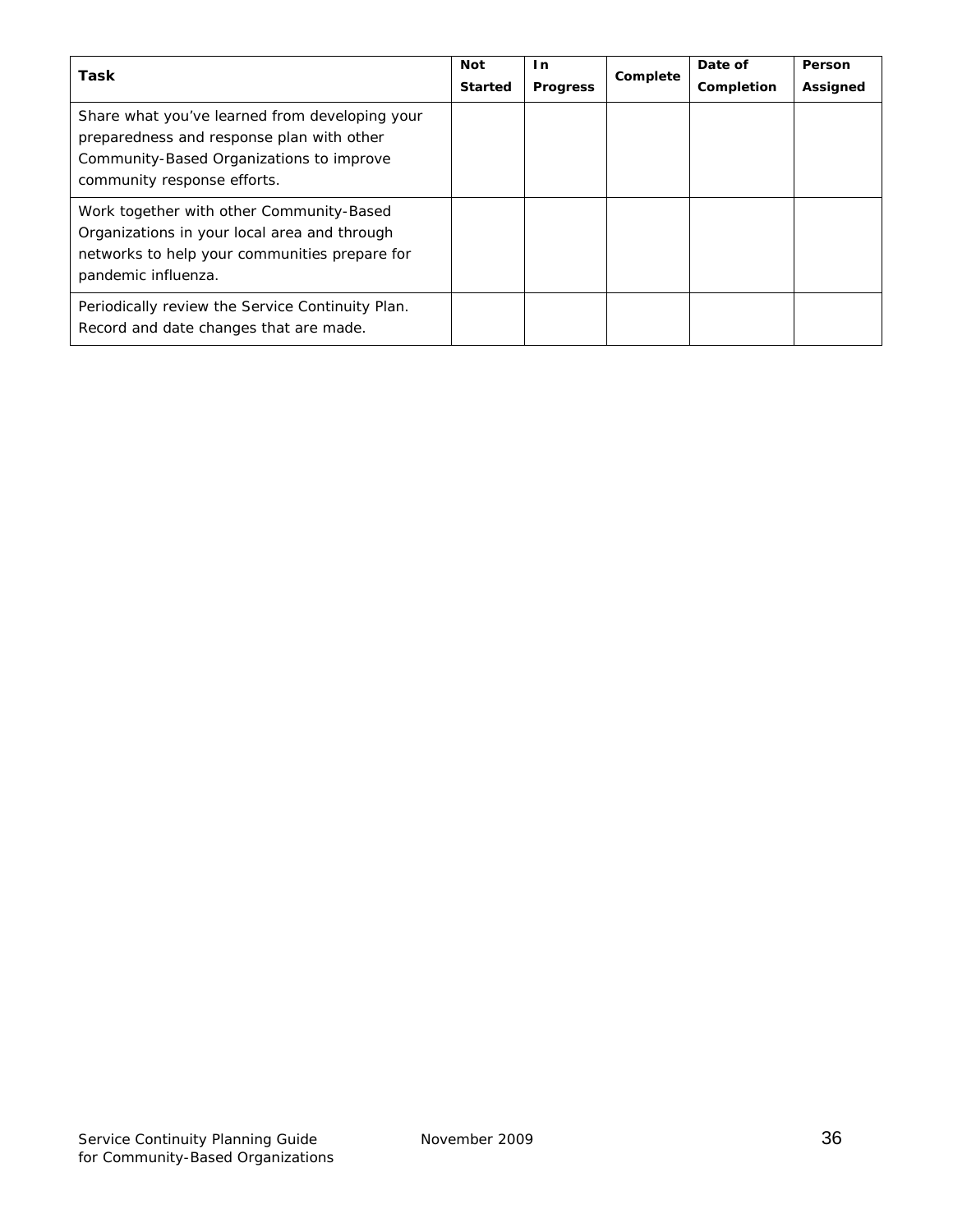| Task | Not Started | In Progress | Complete | Date of Completion | Person Assigned |
|---|---|---|---|---|---|
| Share what you've learned from developing your preparedness and response plan with other Community-Based Organizations to improve community response efforts. | | | | | |
| Work together with other Community-Based Organizations in your local area and through networks to help your communities prepare for pandemic influenza. | | | | | |
| Periodically review the Service Continuity Plan. Record and date changes that are made. | | | | | |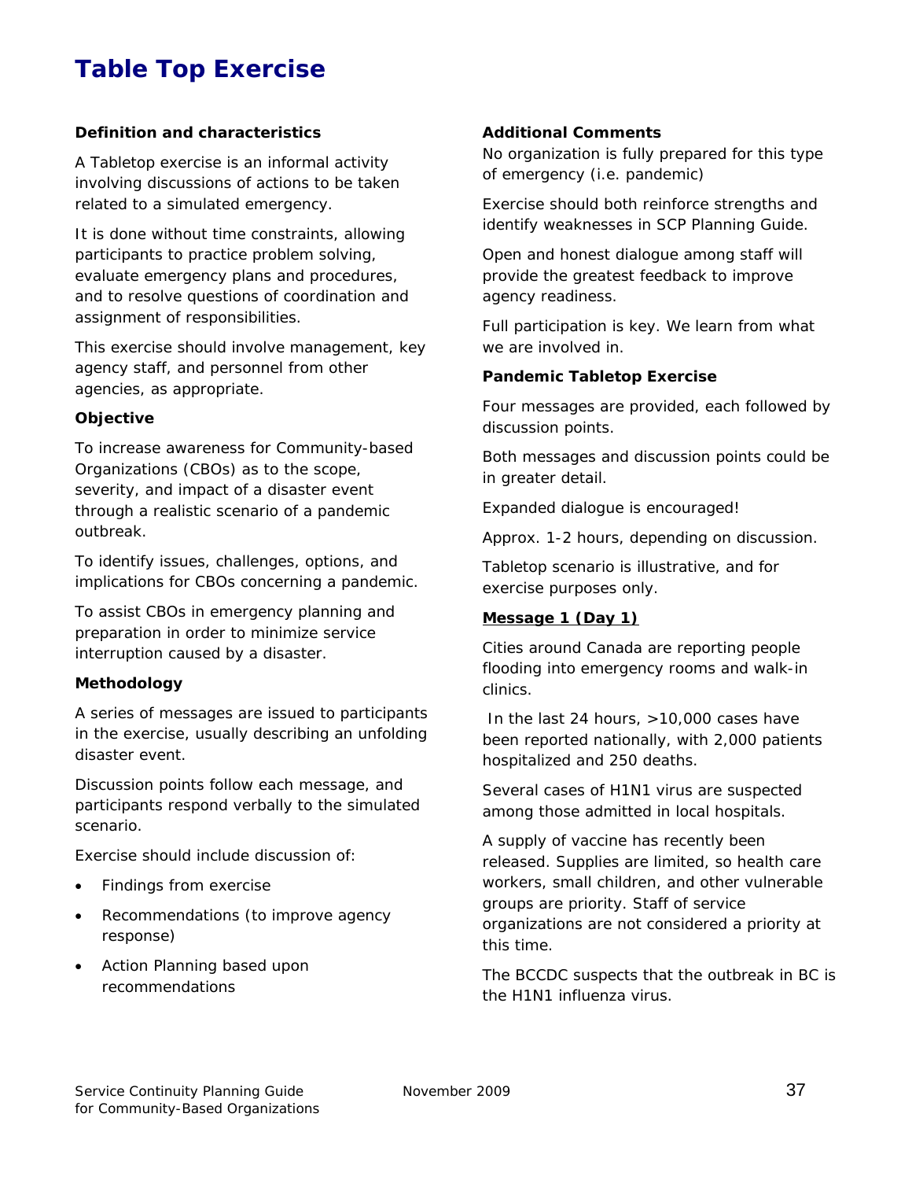# Table Top Exercise

**Definition and characteristics**

A Tabletop exercise is an informal activity involving discussions of actions to be taken related to a simulated emergency.

It is done without time constraints, allowing participants to practice problem solving, evaluate emergency plans and procedures, and to resolve questions of coordination and assignment of responsibilities.

This exercise should involve management, key agency staff, and personnel from other agencies, as appropriate.

**Objective**

To increase awareness for Community-based Organizations (CBOs) as to the scope, severity, and impact of a disaster event through a realistic scenario of a pandemic outbreak.

To identify issues, challenges, options, and implications for CBOs concerning a pandemic.

To assist CBOs in emergency planning and preparation in order to minimize service interruption caused by a disaster.

**Methodology**

A series of messages are issued to participants in the exercise, usually describing an unfolding disaster event.

Discussion points follow each message, and participants respond verbally to the simulated scenario.

Exercise should include discussion of:

- Findings from exercise
- Recommendations (to improve agency response)
- Action Planning based upon recommendations

**Additional Comments**

No organization is fully prepared for this type of emergency (i.e. pandemic)

Exercise should both reinforce strengths and identify weaknesses in SCP Planning Guide.

Open and honest dialogue among staff will provide the greatest feedback to improve agency readiness.

Full participation is key. We learn from what we are involved in.

**Pandemic Tabletop Exercise**

Four messages are provided, each followed by discussion points.

Both messages and discussion points could be in greater detail.

Expanded dialogue is encouraged!

Approx. 1-2 hours, depending on discussion.

Tabletop scenario is illustrative, and for exercise purposes only.

**Message 1 (Day 1)**

Cities around Canada are reporting people flooding into emergency rooms and walk-in clinics.

In the last 24 hours, >10,000 cases have been reported nationally, with 2,000 patients hospitalized and 250 deaths.

Several cases of H1N1 virus are suspected among those admitted in local hospitals.

A supply of vaccine has recently been released. Supplies are limited, so health care workers, small children, and other vulnerable groups are priority. Staff of service organizations are not considered a priority at this time.

The BCCDC suspects that the outbreak in BC is the H1N1 influenza virus.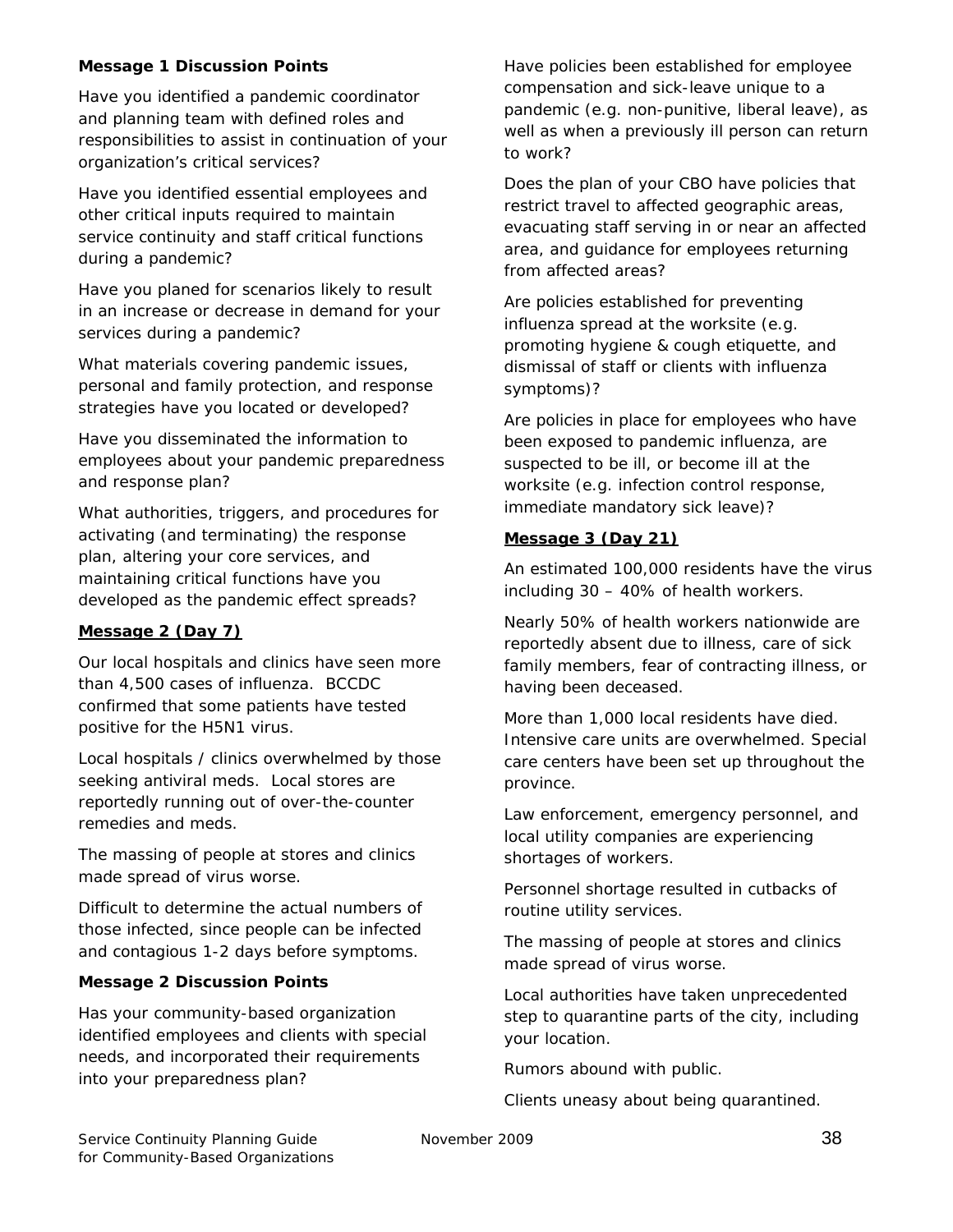**Message 1 Discussion Points**

Have you identified a pandemic coordinator and planning team with defined roles and responsibilities to assist in continuation of your organization's critical services?

Have you identified essential employees and other critical inputs required to maintain service continuity and staff critical functions during a pandemic?

Have you planed for scenarios likely to result in an increase or decrease in demand for your services during a pandemic?

What materials covering pandemic issues, personal and family protection, and response strategies have you located or developed?

Have you disseminated the information to employees about your pandemic preparedness and response plan?

What authorities, triggers, and procedures for activating (and terminating) the response plan, altering your core services, and maintaining critical functions have you developed as the pandemic effect spreads?

**Message 2 (Day 7)**

Our local hospitals and clinics have seen more than 4,500 cases of influenza. BCCDC confirmed that some patients have tested positive for the H5N1 virus.

Local hospitals / clinics overwhelmed by those seeking antiviral meds. Local stores are reportedly running out of over-the-counter remedies and meds.

The massing of people at stores and clinics made spread of virus worse.

Difficult to determine the actual numbers of those infected, since people can be infected and contagious 1-2 days before symptoms.

**Message 2 Discussion Points**

Has your community-based organization identified employees and clients with special needs, and incorporated their requirements into your preparedness plan?

Have policies been established for employee compensation and sick-leave unique to a pandemic (e.g. non-punitive, liberal leave), as well as when a previously ill person can return to work?

Does the plan of your CBO have policies that restrict travel to affected geographic areas, evacuating staff serving in or near an affected area, and guidance for employees returning from affected areas?

Are policies established for preventing influenza spread at the worksite (e.g. promoting hygiene & cough etiquette, and dismissal of staff or clients with influenza symptoms)?

Are policies in place for employees who have been exposed to pandemic influenza, are suspected to be ill, or become ill at the worksite (e.g. infection control response, immediate mandatory sick leave)?

**Message 3 (Day 21)**

An estimated 100,000 residents have the virus including 30 – 40% of health workers.

Nearly 50% of health workers nationwide are reportedly absent due to illness, care of sick family members, fear of contracting illness, or having been deceased.

More than 1,000 local residents have died. Intensive care units are overwhelmed. Special care centers have been set up throughout the province.

Law enforcement, emergency personnel, and local utility companies are experiencing shortages of workers.

Personnel shortage resulted in cutbacks of routine utility services.

The massing of people at stores and clinics made spread of virus worse.

Local authorities have taken unprecedented step to quarantine parts of the city, including your location.

Rumors abound with public.

Clients uneasy about being quarantined.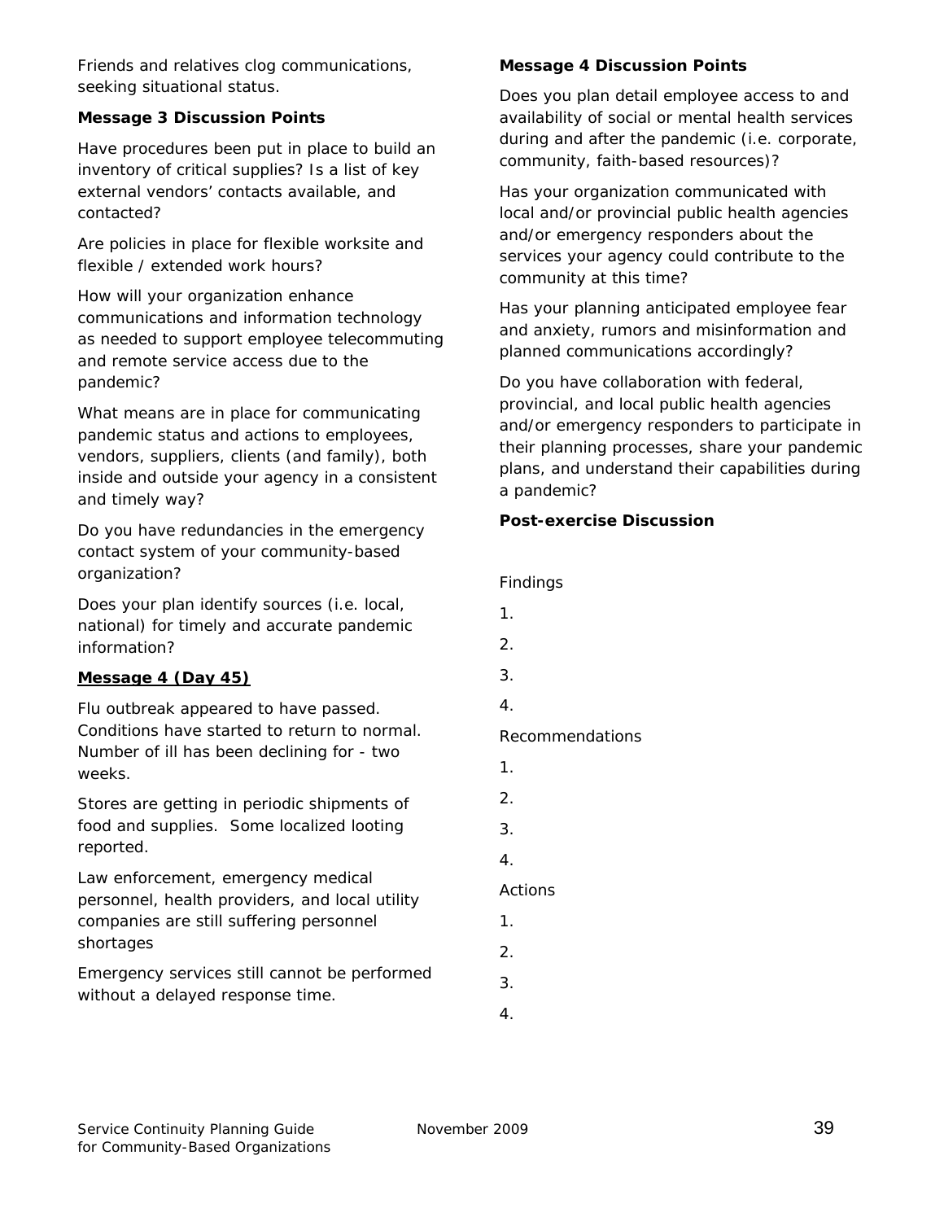Friends and relatives clog communications, seeking situational status.

**Message 3 Discussion Points**

Have procedures been put in place to build an inventory of critical supplies? Is a list of key external vendors' contacts available, and contacted?

Are policies in place for flexible worksite and flexible / extended work hours?

How will your organization enhance communications and information technology as needed to support employee telecommuting and remote service access due to the pandemic?

What means are in place for communicating pandemic status and actions to employees, vendors, suppliers, clients (and family), both inside and outside your agency in a consistent and timely way?

Do you have redundancies in the emergency contact system of your community-based organization?

Does your plan identify sources (i.e. local, national) for timely and accurate pandemic information?

**<u>Message 4 (Day 45)</u>**

Flu outbreak appeared to have passed. Conditions have started to return to normal. Number of ill has been declining for - two weeks.

Stores are getting in periodic shipments of food and supplies. Some localized looting reported.

Law enforcement, emergency medical personnel, health providers, and local utility companies are still suffering personnel shortages

Emergency services still cannot be performed without a delayed response time.

**Message 4 Discussion Points**

Does you plan detail employee access to and availability of social or mental health services during and after the pandemic (i.e. corporate, community, faith-based resources)?

Has your organization communicated with local and/or provincial public health agencies and/or emergency responders about the services your agency could contribute to the community at this time?

Has your planning anticipated employee fear and anxiety, rumors and misinformation and planned communications accordingly?

Do you have collaboration with federal, provincial, and local public health agencies and/or emergency responders to participate in their planning processes, share your pandemic plans, and understand their capabilities during a pandemic?

**Post-exercise Discussion**

Findings

1.

2.

3.

4.

Recommendations

1.

2.

3.

4.

Actions

1.

2.

3.

4.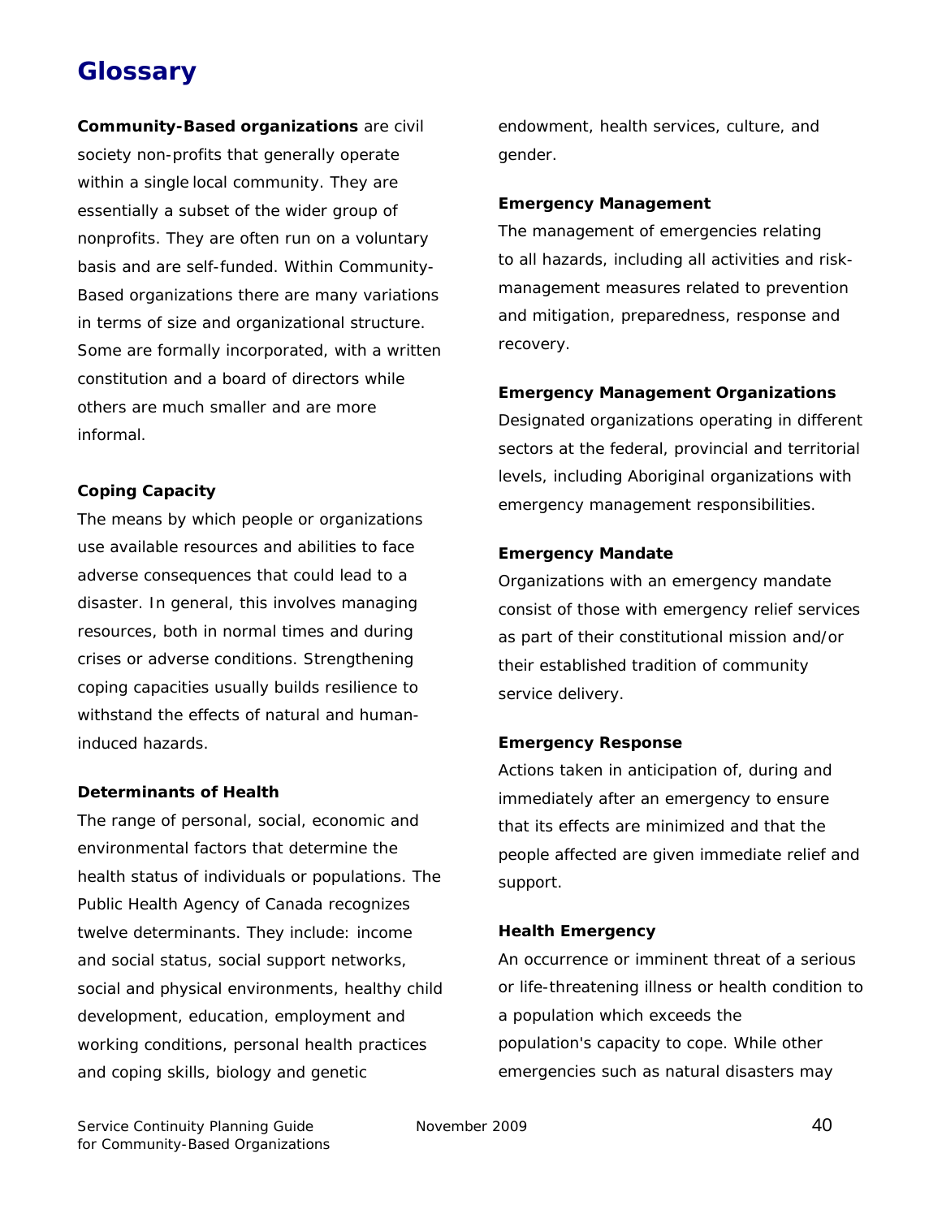# Glossary

**Community-Based organizations** are civil society non-profits that generally operate within a single local community. They are essentially a subset of the wider group of nonprofits. They are often run on a voluntary basis and are self-funded. Within Community-Based organizations there are many variations in terms of size and organizational structure. Some are formally incorporated, with a written constitution and a board of directors while others are much smaller and are more informal.

**Coping Capacity**

The means by which people or organizations use available resources and abilities to face adverse consequences that could lead to a disaster. In general, this involves managing resources, both in normal times and during crises or adverse conditions. Strengthening coping capacities usually builds resilience to withstand the effects of natural and human-induced hazards.

**Determinants of Health**

The range of personal, social, economic and environmental factors that determine the health status of individuals or populations. The Public Health Agency of Canada recognizes twelve determinants. They include: income and social status, social support networks, social and physical environments, healthy child development, education, employment and working conditions, personal health practices and coping skills, biology and genetic endowment, health services, culture, and gender.

**Emergency Management**

The management of emergencies relating to all hazards, including all activities and risk-management measures related to prevention and mitigation, preparedness, response and recovery.

**Emergency Management Organizations**

Designated organizations operating in different sectors at the federal, provincial and territorial levels, including Aboriginal organizations with emergency management responsibilities.

**Emergency Mandate**

Organizations with an emergency mandate consist of those with emergency relief services as part of their constitutional mission and/or their established tradition of community service delivery.

**Emergency Response**

Actions taken in anticipation of, during and immediately after an emergency to ensure that its effects are minimized and that the people affected are given immediate relief and support.

**Health Emergency**

An occurrence or imminent threat of a serious or life-threatening illness or health condition to a population which exceeds the population's capacity to cope. While other emergencies such as natural disasters may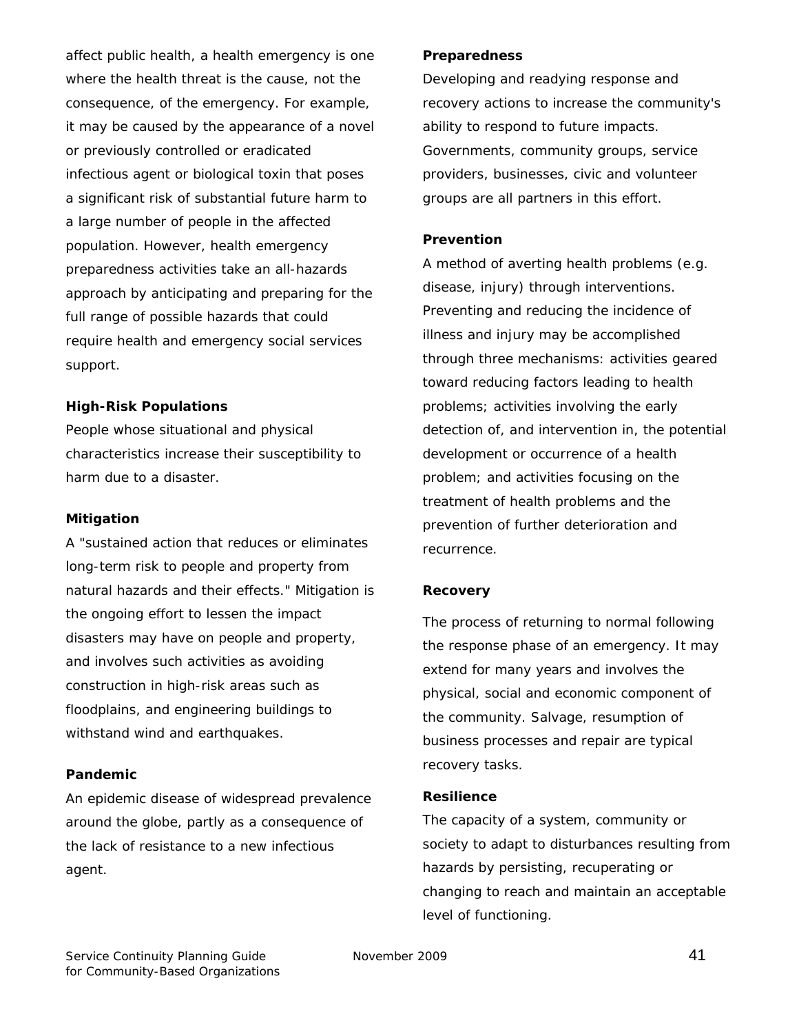affect public health, a health emergency is one where the health threat is the cause, not the consequence, of the emergency. For example, it may be caused by the appearance of a novel or previously controlled or eradicated infectious agent or biological toxin that poses a significant risk of substantial future harm to a large number of people in the affected population. However, health emergency preparedness activities take an all-hazards approach by anticipating and preparing for the full range of possible hazards that could require health and emergency social services support.

**High-Risk Populations**

People whose situational and physical characteristics increase their susceptibility to harm due to a disaster.

**Mitigation**

A "sustained action that reduces or eliminates long-term risk to people and property from natural hazards and their effects." Mitigation is the ongoing effort to lessen the impact disasters may have on people and property, and involves such activities as avoiding construction in high-risk areas such as floodplains, and engineering buildings to withstand wind and earthquakes.

**Pandemic**

An epidemic disease of widespread prevalence around the globe, partly as a consequence of the lack of resistance to a new infectious agent.

**Preparedness**

Developing and readying response and recovery actions to increase the community's ability to respond to future impacts. Governments, community groups, service providers, businesses, civic and volunteer groups are all partners in this effort.

**Prevention**

A method of averting health problems (e.g. disease, injury) through interventions. Preventing and reducing the incidence of illness and injury may be accomplished through three mechanisms: activities geared toward reducing factors leading to health problems; activities involving the early detection of, and intervention in, the potential development or occurrence of a health problem; and activities focusing on the treatment of health problems and the prevention of further deterioration and recurrence.

**Recovery**

The process of returning to normal following the response phase of an emergency. It may extend for many years and involves the physical, social and economic component of the community. Salvage, resumption of business processes and repair are typical recovery tasks.

**Resilience**

The capacity of a system, community or society to adapt to disturbances resulting from hazards by persisting, recuperating or changing to reach and maintain an acceptable level of functioning.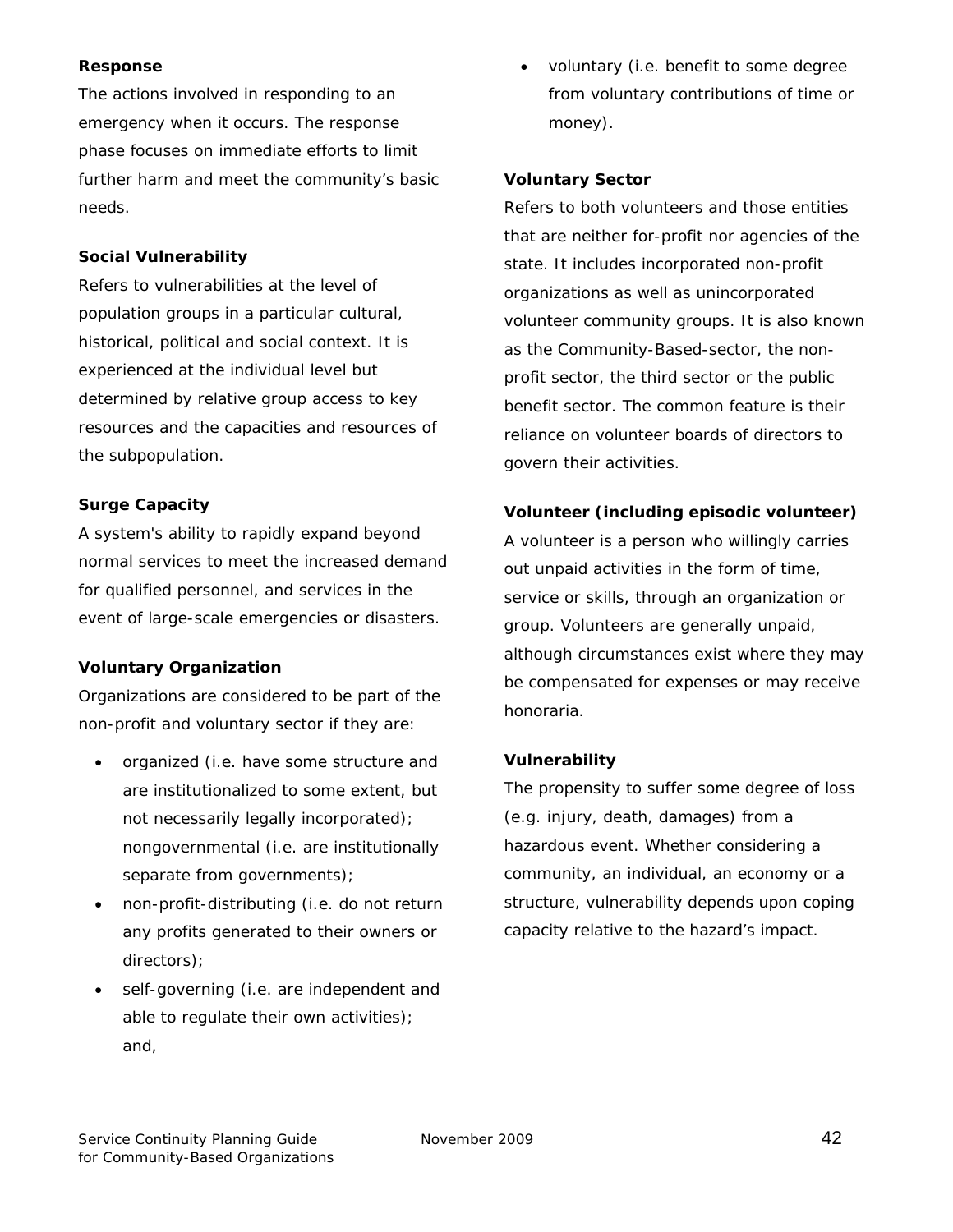**Response**

The actions involved in responding to an emergency when it occurs. The response phase focuses on immediate efforts to limit further harm and meet the community's basic needs.

**Social Vulnerability**

Refers to vulnerabilities at the level of population groups in a particular cultural, historical, political and social context. It is experienced at the individual level but determined by relative group access to key resources and the capacities and resources of the subpopulation.

**Surge Capacity**

A system's ability to rapidly expand beyond normal services to meet the increased demand for qualified personnel, and services in the event of large-scale emergencies or disasters.

**Voluntary Organization**

Organizations are considered to be part of the non-profit and voluntary sector if they are:

- organized (i.e. have some structure and are institutionalized to some extent, but not necessarily legally incorporated); nongovernmental (i.e. are institutionally separate from governments);
- non-profit-distributing (i.e. do not return any profits generated to their owners or directors);
- self-governing (i.e. are independent and able to regulate their own activities); and,
- voluntary (i.e. benefit to some degree from voluntary contributions of time or money).

**Voluntary Sector**

Refers to both volunteers and those entities that are neither for-profit nor agencies of the state. It includes incorporated non-profit organizations as well as unincorporated volunteer community groups. It is also known as the Community-Based-sector, the non-profit sector, the third sector or the public benefit sector. The common feature is their reliance on volunteer boards of directors to govern their activities.

**Volunteer (including episodic volunteer)**

A volunteer is a person who willingly carries out unpaid activities in the form of time, service or skills, through an organization or group. Volunteers are generally unpaid, although circumstances exist where they may be compensated for expenses or may receive honoraria.

**Vulnerability**

The propensity to suffer some degree of loss (e.g. injury, death, damages) from a hazardous event. Whether considering a community, an individual, an economy or a structure, vulnerability depends upon coping capacity relative to the hazard's impact.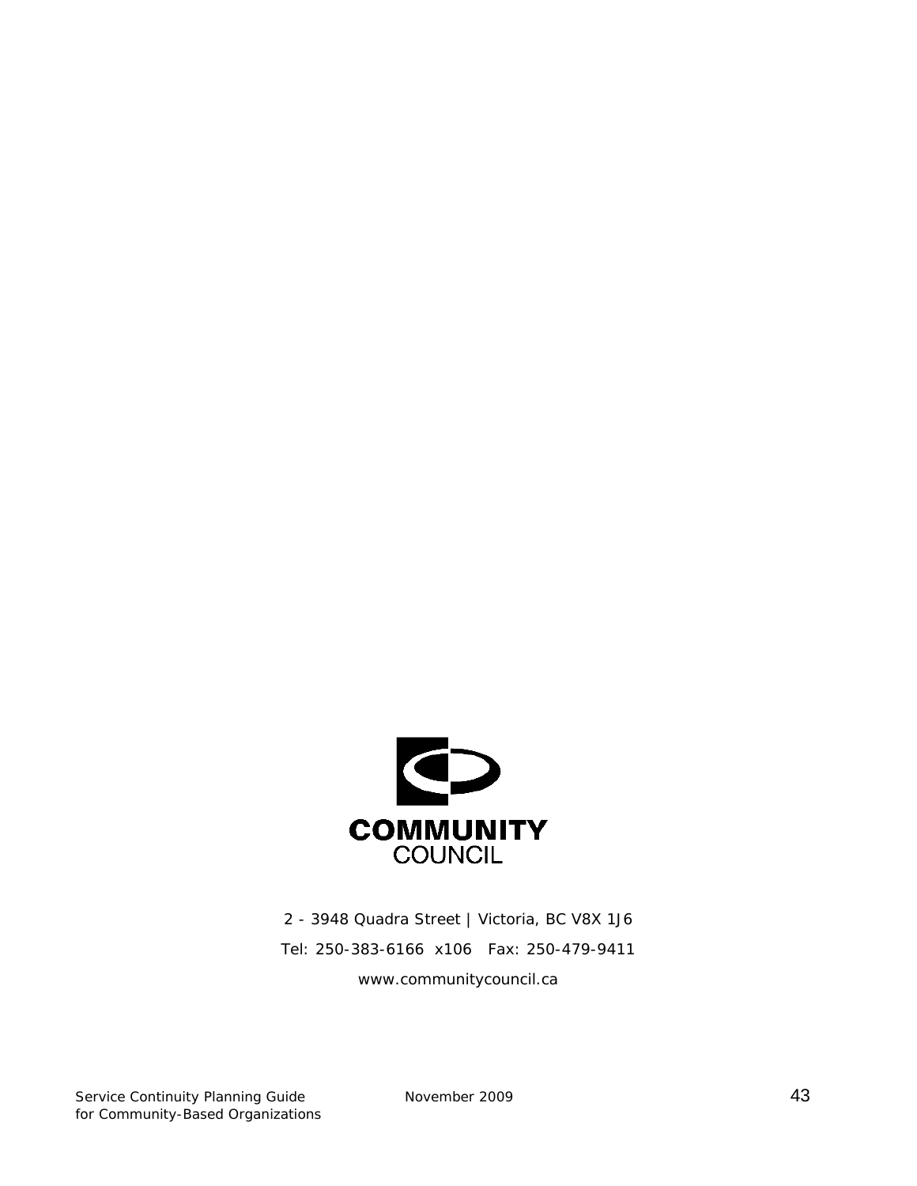COMMUNITY
COUNCIL

2 - 3948 Quadra Street | Victoria, BC V8X 1J6

Tel: 250-383-6166 x106 Fax: 250-479-9411

www.communitycouncil.ca